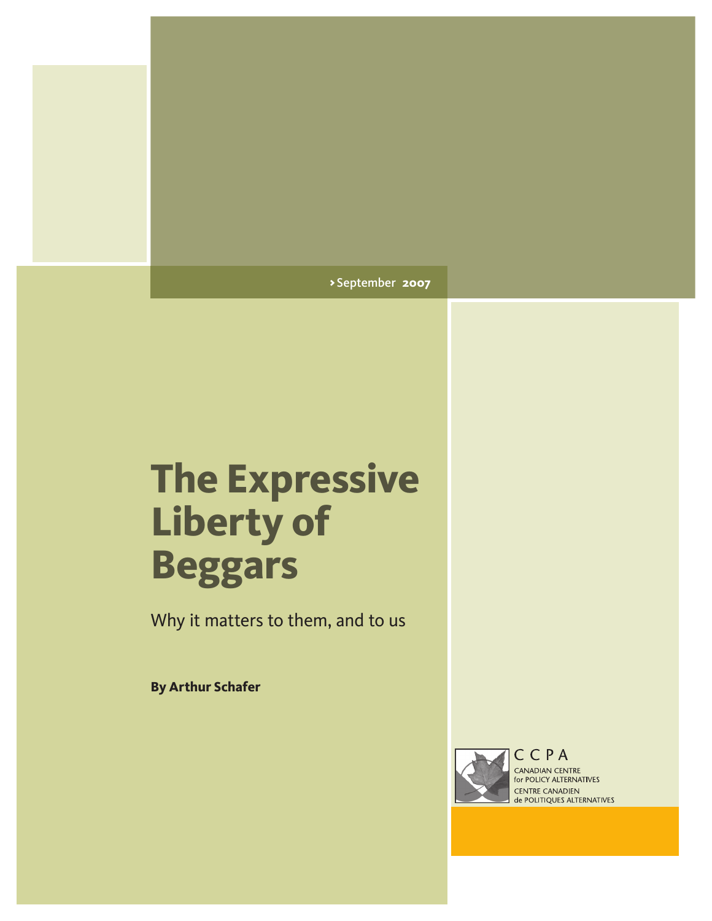› September 2007

# The Expressive Liberty of Beggars

Why it matters to them, and to us

**By Arthur Schafer**

CCPA
CANADIAN CENTRE for POLICY ALTERNATIVES
CENTRE CANADIEN de POLITIQUES ALTERNATIVES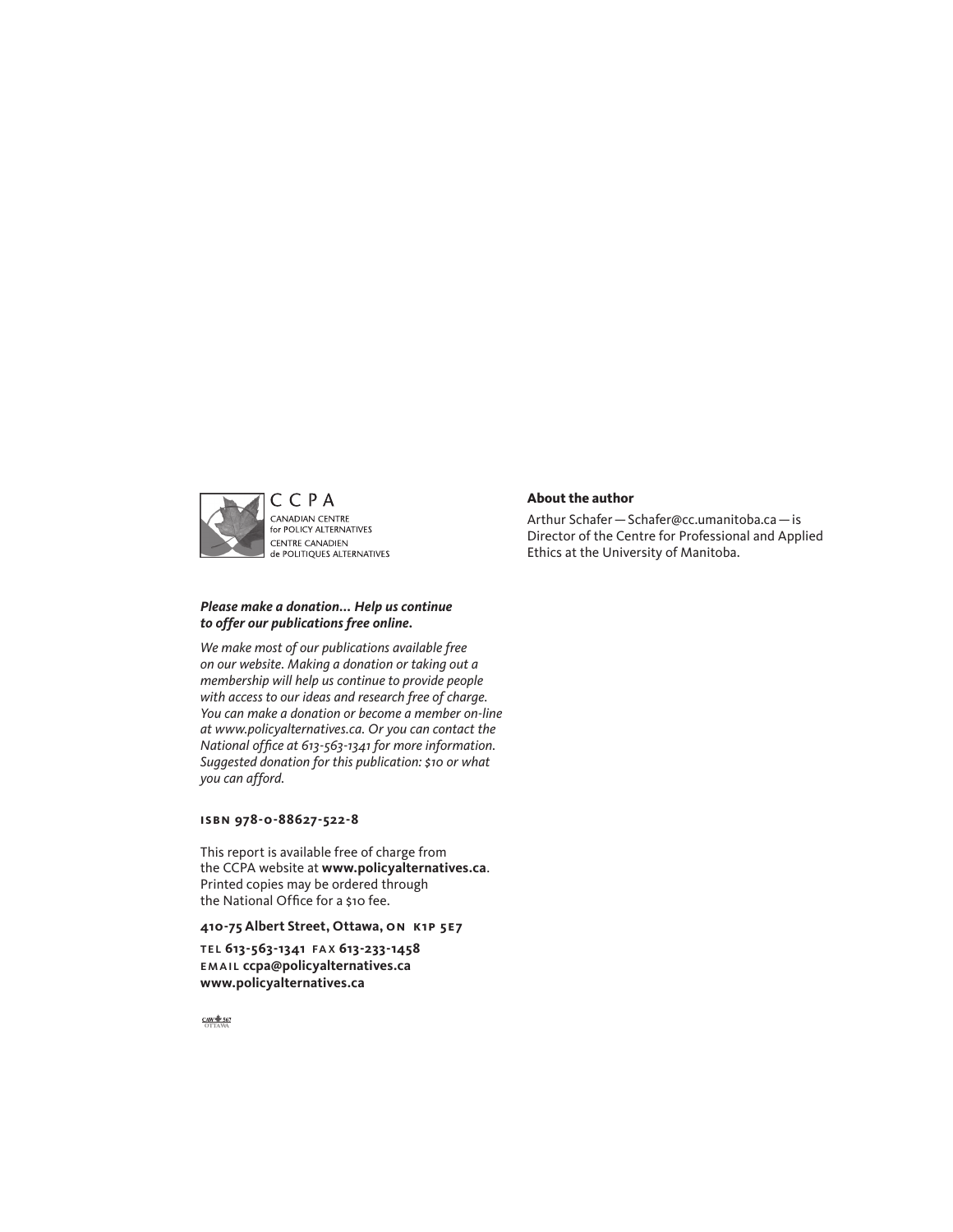CCPA
CANADIAN CENTRE
for POLICY ALTERNATIVES
CENTRE CANADIEN
de POLITIQUES ALTERNATIVES

***Please make a donation... Help us continue to offer our publications free online.***

*We make most of our publications available free on our website. Making a donation or taking out a membership will help us continue to provide people with access to our ideas and research free of charge. You can make a donation or become a member on-line at www.policyalternatives.ca. Or you can contact the National office at 613-563-1341 for more information. Suggested donation for this publication: $10 or what you can afford.*

**ISBN 978-0-88627-522-8**

This report is available free of charge from the CCPA website at **www.policyalternatives.ca**. Printed copies may be ordered through the National Office for a $10 fee.

**410-75 Albert Street, Ottawa, ON K1P 5E7**

**TEL 613-563-1341 FAX 613-233-1458**
**EMAIL ccpa@policyalternatives.ca**
**www.policyalternatives.ca**

CAW 567 OTTAWA

**About the author**

Arthur Schafer — Schafer@cc.umanitoba.ca — is Director of the Centre for Professional and Applied Ethics at the University of Manitoba.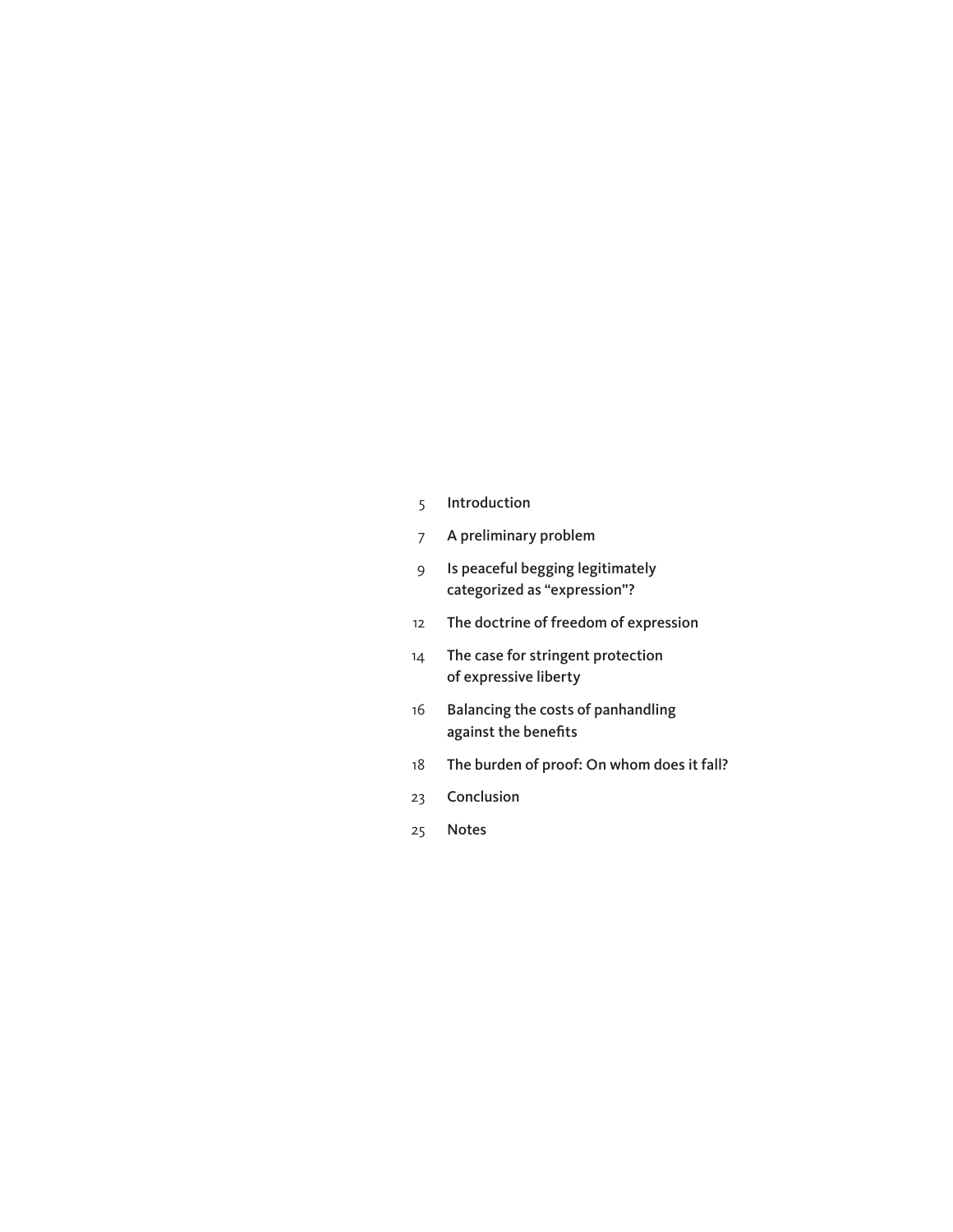| | |
|---|---|
| 5 | Introduction |
| 7 | A preliminary problem |
| 9 | Is peaceful begging legitimately categorized as “expression”? |
| 12 | The doctrine of freedom of expression |
| 14 | The case for stringent protection of expressive liberty |
| 16 | Balancing the costs of panhandling against the benefits |
| 18 | The burden of proof: On whom does it fall? |
| 23 | Conclusion |
| 25 | Notes |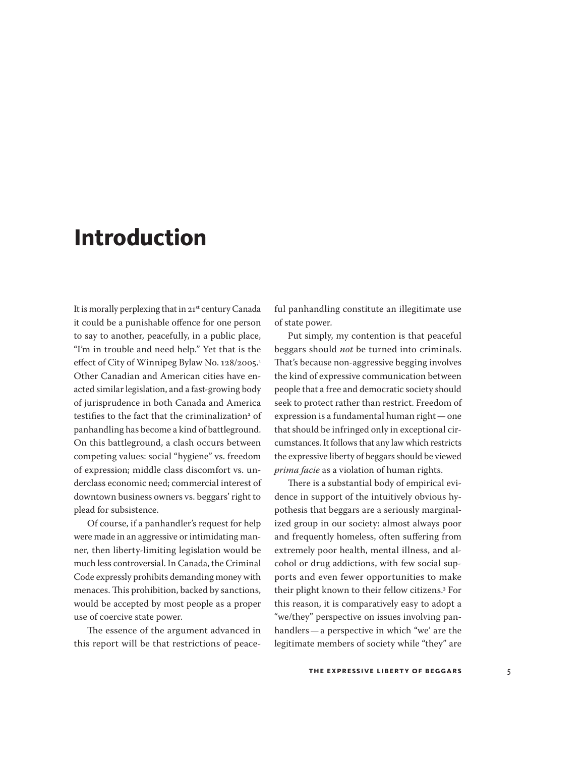# Introduction

It is morally perplexing that in 21st century Canada it could be a punishable offence for one person to say to another, peacefully, in a public place, "I'm in trouble and need help." Yet that is the effect of City of Winnipeg Bylaw No. 128/2005.[1] Other Canadian and American cities have enacted similar legislation, and a fast-growing body of jurisprudence in both Canada and America testifies to the fact that the criminalization[2] of panhandling has become a kind of battleground. On this battleground, a clash occurs between competing values: social "hygiene" vs. freedom of expression; middle class discomfort vs. underclass economic need; commercial interest of downtown business owners vs. beggars' right to plead for subsistence.

Of course, if a panhandler's request for help were made in an aggressive or intimidating manner, then liberty-limiting legislation would be much less controversial. In Canada, the Criminal Code expressly prohibits demanding money with menaces. This prohibition, backed by sanctions, would be accepted by most people as a proper use of coercive state power.

The essence of the argument advanced in this report will be that restrictions of peaceful panhandling constitute an illegitimate use of state power.

Put simply, my contention is that peaceful beggars should *not* be turned into criminals. That's because non-aggressive begging involves the kind of expressive communication between people that a free and democratic society should seek to protect rather than restrict. Freedom of expression is a fundamental human right — one that should be infringed only in exceptional circumstances. It follows that any law which restricts the expressive liberty of beggars should be viewed *prima facie* as a violation of human rights.

There is a substantial body of empirical evidence in support of the intuitively obvious hypothesis that beggars are a seriously marginalized group in our society: almost always poor and frequently homeless, often suffering from extremely poor health, mental illness, and alcohol or drug addictions, with few social supports and even fewer opportunities to make their plight known to their fellow citizens.[3] For this reason, it is comparatively easy to adopt a "we/they" perspective on issues involving panhandlers — a perspective in which "we' are the legitimate members of society while "they" are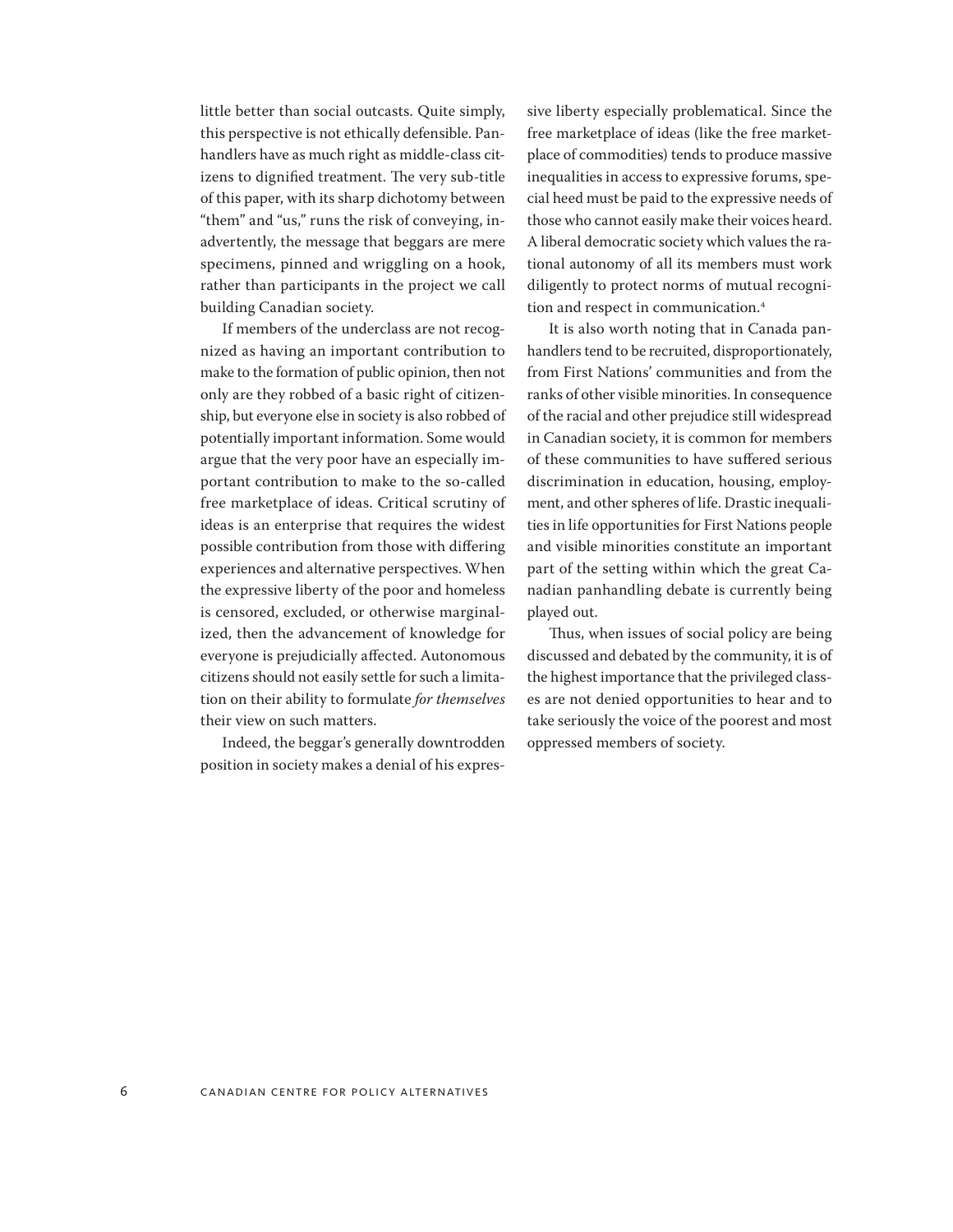little better than social outcasts. Quite simply, this perspective is not ethically defensible. Panhandlers have as much right as middle-class citizens to dignified treatment. The very sub-title of this paper, with its sharp dichotomy between "them" and "us," runs the risk of conveying, inadvertently, the message that beggars are mere specimens, pinned and wriggling on a hook, rather than participants in the project we call building Canadian society.

If members of the underclass are not recognized as having an important contribution to make to the formation of public opinion, then not only are they robbed of a basic right of citizenship, but everyone else in society is also robbed of potentially important information. Some would argue that the very poor have an especially important contribution to make to the so-called free marketplace of ideas. Critical scrutiny of ideas is an enterprise that requires the widest possible contribution from those with differing experiences and alternative perspectives. When the expressive liberty of the poor and homeless is censored, excluded, or otherwise marginalized, then the advancement of knowledge for everyone is prejudicially affected. Autonomous citizens should not easily settle for such a limitation on their ability to formulate *for themselves* their view on such matters.

Indeed, the beggar's generally downtrodden position in society makes a denial of his expressive liberty especially problematical. Since the free marketplace of ideas (like the free marketplace of commodities) tends to produce massive inequalities in access to expressive forums, special heed must be paid to the expressive needs of those who cannot easily make their voices heard. A liberal democratic society which values the rational autonomy of all its members must work diligently to protect norms of mutual recognition and respect in communication.[4]

It is also worth noting that in Canada panhandlers tend to be recruited, disproportionately, from First Nations' communities and from the ranks of other visible minorities. In consequence of the racial and other prejudice still widespread in Canadian society, it is common for members of these communities to have suffered serious discrimination in education, housing, employment, and other spheres of life. Drastic inequalities in life opportunities for First Nations people and visible minorities constitute an important part of the setting within which the great Canadian panhandling debate is currently being played out.

Thus, when issues of social policy are being discussed and debated by the community, it is of the highest importance that the privileged classes are not denied opportunities to hear and to take seriously the voice of the poorest and most oppressed members of society.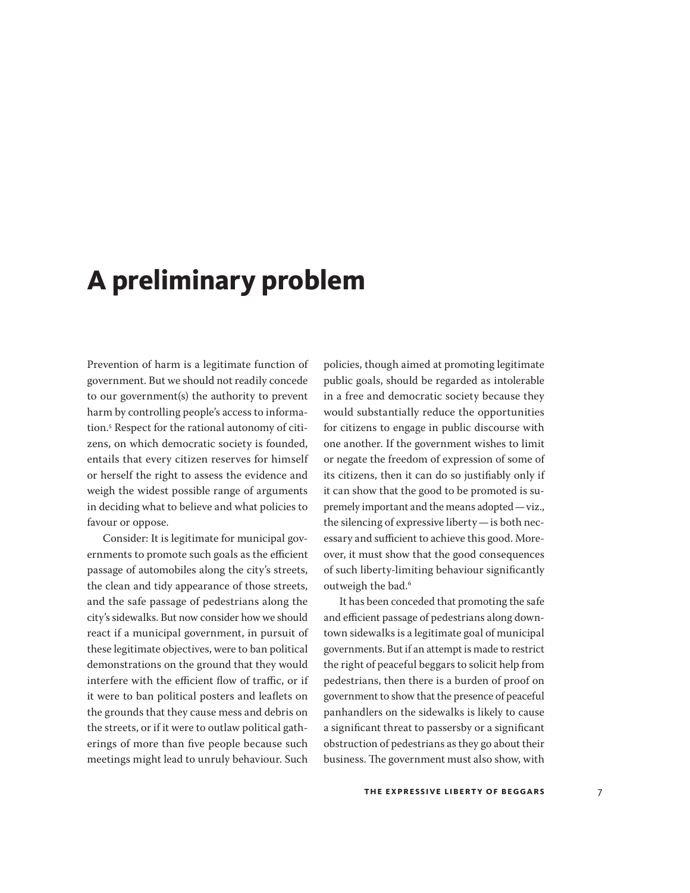# A preliminary problem

Prevention of harm is a legitimate function of government. But we should not readily concede to our government(s) the authority to prevent harm by controlling people's access to information.[5] Respect for the rational autonomy of citizens, on which democratic society is founded, entails that every citizen reserves for himself or herself the right to assess the evidence and weigh the widest possible range of arguments in deciding what to believe and what policies to favour or oppose.

Consider: It is legitimate for municipal governments to promote such goals as the efficient passage of automobiles along the city's streets, the clean and tidy appearance of those streets, and the safe passage of pedestrians along the city's sidewalks. But now consider how we should react if a municipal government, in pursuit of these legitimate objectives, were to ban political demonstrations on the ground that they would interfere with the efficient flow of traffic, or if it were to ban political posters and leaflets on the grounds that they cause mess and debris on the streets, or if it were to outlaw political gatherings of more than five people because such meetings might lead to unruly behaviour. Such policies, though aimed at promoting legitimate public goals, should be regarded as intolerable in a free and democratic society because they would substantially reduce the opportunities for citizens to engage in public discourse with one another. If the government wishes to limit or negate the freedom of expression of some of its citizens, then it can do so justifiably only if it can show that the good to be promoted is supremely important and the means adopted — viz., the silencing of expressive liberty — is both necessary and sufficient to achieve this good. Moreover, it must show that the good consequences of such liberty-limiting behaviour significantly outweigh the bad.[6]

It has been conceded that promoting the safe and efficient passage of pedestrians along downtown sidewalks is a legitimate goal of municipal governments. But if an attempt is made to restrict the right of peaceful beggars to solicit help from pedestrians, then there is a burden of proof on government to show that the presence of peaceful panhandlers on the sidewalks is likely to cause a significant threat to passersby or a significant obstruction of pedestrians as they go about their business. The government must also show, with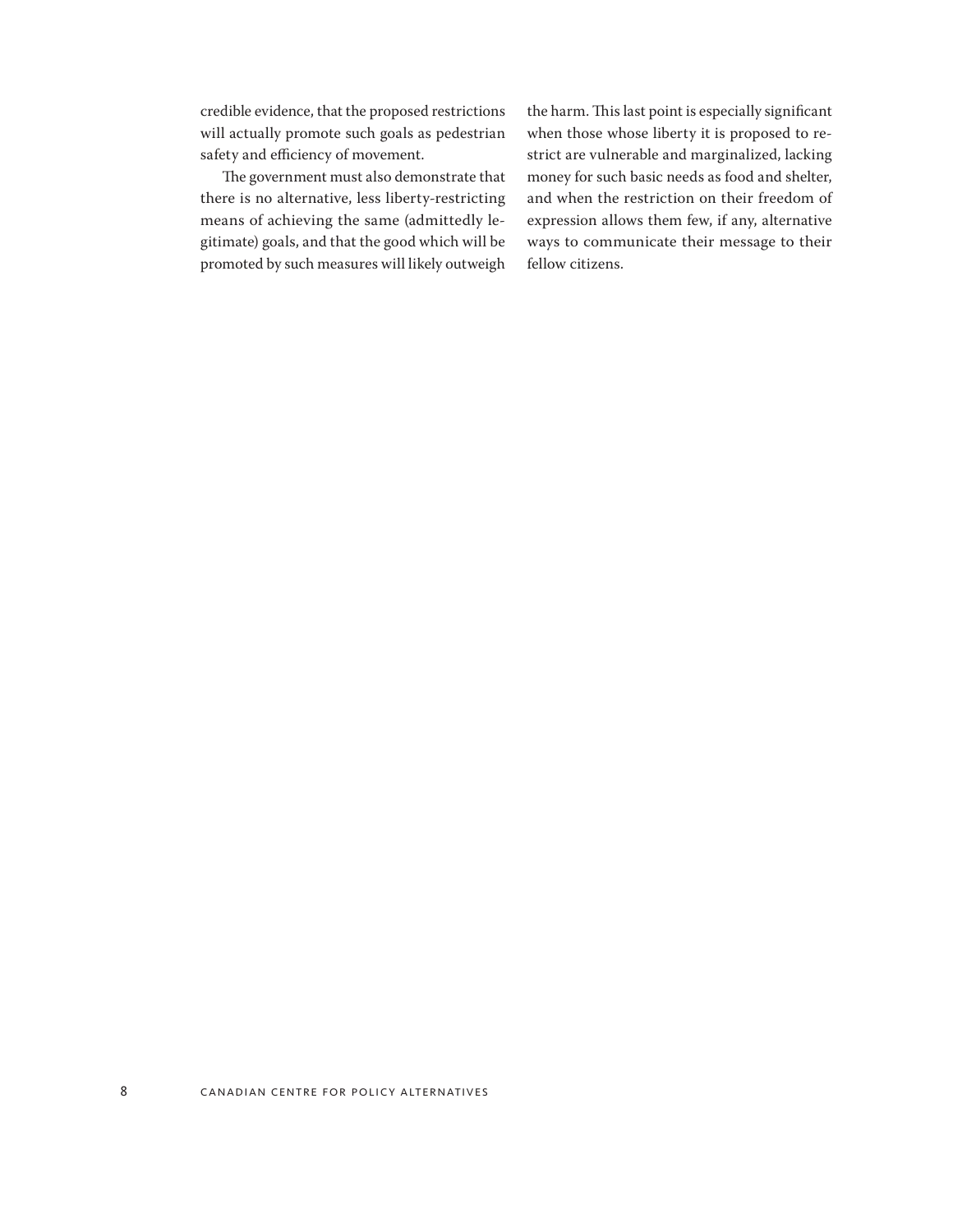credible evidence, that the proposed restrictions will actually promote such goals as pedestrian safety and efficiency of movement.

The government must also demonstrate that there is no alternative, less liberty-restricting means of achieving the same (admittedly legitimate) goals, and that the good which will be promoted by such measures will likely outweigh the harm. This last point is especially significant when those whose liberty it is proposed to restrict are vulnerable and marginalized, lacking money for such basic needs as food and shelter, and when the restriction on their freedom of expression allows them few, if any, alternative ways to communicate their message to their fellow citizens.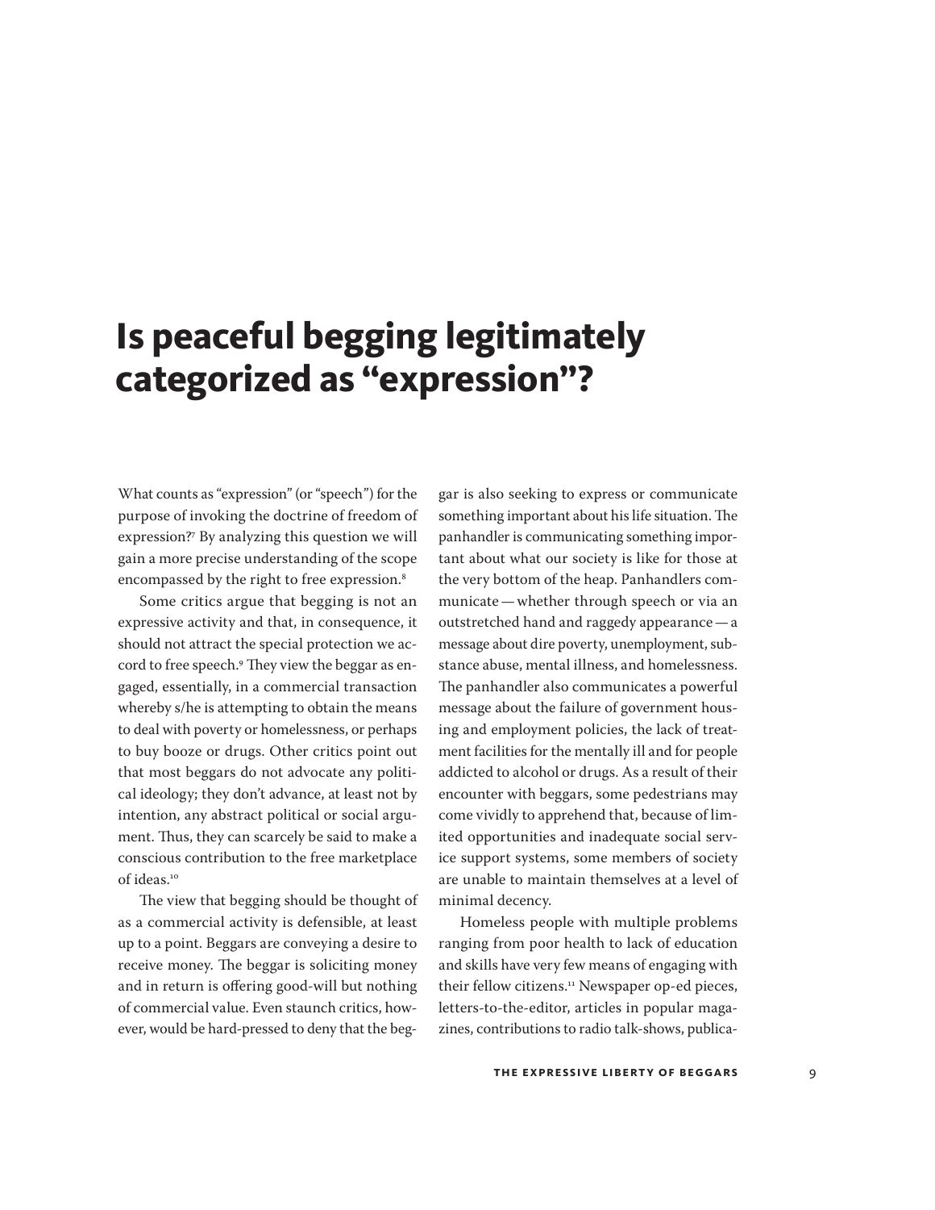# Is peaceful begging legitimately categorized as "expression"?

What counts as "expression" (or "speech") for the purpose of invoking the doctrine of freedom of expression?[7] By analyzing this question we will gain a more precise understanding of the scope encompassed by the right to free expression.[8]

Some critics argue that begging is not an expressive activity and that, in consequence, it should not attract the special protection we accord to free speech.[9] They view the beggar as engaged, essentially, in a commercial transaction whereby s/he is attempting to obtain the means to deal with poverty or homelessness, or perhaps to buy booze or drugs. Other critics point out that most beggars do not advocate any political ideology; they don't advance, at least not by intention, any abstract political or social argument. Thus, they can scarcely be said to make a conscious contribution to the free marketplace of ideas.[10]

The view that begging should be thought of as a commercial activity is defensible, at least up to a point. Beggars are conveying a desire to receive money. The beggar is soliciting money and in return is offering good-will but nothing of commercial value. Even staunch critics, however, would be hard-pressed to deny that the beggar is also seeking to express or communicate something important about his life situation. The panhandler is communicating something important about what our society is like for those at the very bottom of the heap. Panhandlers communicate — whether through speech or via an outstretched hand and raggedy appearance — a message about dire poverty, unemployment, substance abuse, mental illness, and homelessness. The panhandler also communicates a powerful message about the failure of government housing and employment policies, the lack of treatment facilities for the mentally ill and for people addicted to alcohol or drugs. As a result of their encounter with beggars, some pedestrians may come vividly to apprehend that, because of limited opportunities and inadequate social service support systems, some members of society are unable to maintain themselves at a level of minimal decency.

Homeless people with multiple problems ranging from poor health to lack of education and skills have very few means of engaging with their fellow citizens.[11] Newspaper op-ed pieces, letters-to-the-editor, articles in popular magazines, contributions to radio talk-shows, publica-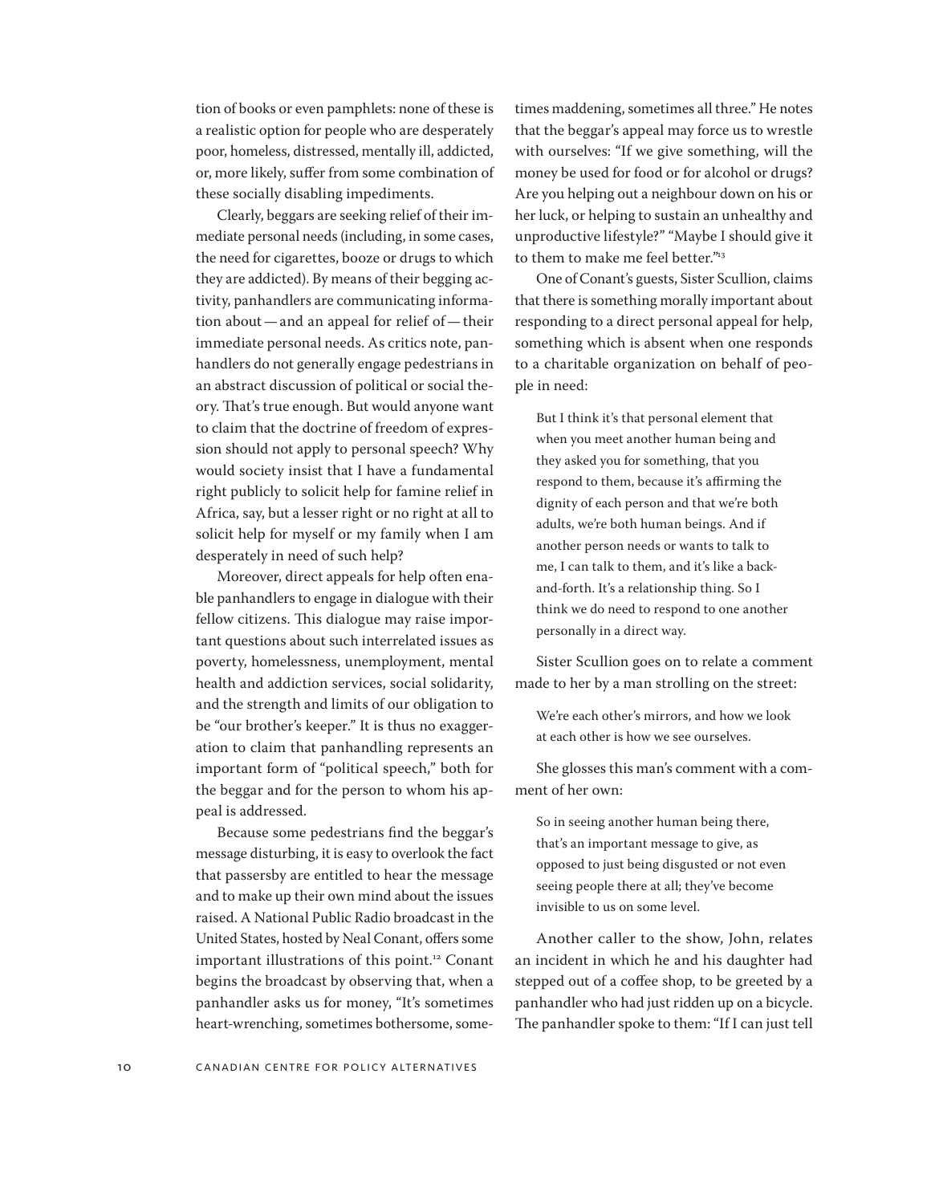tion of books or even pamphlets: none of these is a realistic option for people who are desperately poor, homeless, distressed, mentally ill, addicted, or, more likely, suffer from some combination of these socially disabling impediments.

Clearly, beggars are seeking relief of their immediate personal needs (including, in some cases, the need for cigarettes, booze or drugs to which they are addicted). By means of their begging activity, panhandlers are communicating information about — and an appeal for relief of — their immediate personal needs. As critics note, panhandlers do not generally engage pedestrians in an abstract discussion of political or social theory. That's true enough. But would anyone want to claim that the doctrine of freedom of expression should not apply to personal speech? Why would society insist that I have a fundamental right publicly to solicit help for famine relief in Africa, say, but a lesser right or no right at all to solicit help for myself or my family when I am desperately in need of such help?

Moreover, direct appeals for help often enable panhandlers to engage in dialogue with their fellow citizens. This dialogue may raise important questions about such interrelated issues as poverty, homelessness, unemployment, mental health and addiction services, social solidarity, and the strength and limits of our obligation to be "our brother's keeper." It is thus no exaggeration to claim that panhandling represents an important form of "political speech," both for the beggar and for the person to whom his appeal is addressed.

Because some pedestrians find the beggar's message disturbing, it is easy to overlook the fact that passersby are entitled to hear the message and to make up their own mind about the issues raised. A National Public Radio broadcast in the United States, hosted by Neal Conant, offers some important illustrations of this point.[12] Conant begins the broadcast by observing that, when a panhandler asks us for money, "It's sometimes heart-wrenching, sometimes bothersome, sometimes maddening, sometimes all three." He notes that the beggar's appeal may force us to wrestle with ourselves: "If we give something, will the money be used for food or for alcohol or drugs? Are you helping out a neighbour down on his or her luck, or helping to sustain an unhealthy and unproductive lifestyle?" "Maybe I should give it to them to make me feel better."[13]

One of Conant's guests, Sister Scullion, claims that there is something morally important about responding to a direct personal appeal for help, something which is absent when one responds to a charitable organization on behalf of people in need:

> But I think it's that personal element that when you meet another human being and they asked you for something, that you respond to them, because it's affirming the dignity of each person and that we're both adults, we're both human beings. And if another person needs or wants to talk to me, I can talk to them, and it's like a back-and-forth. It's a relationship thing. So I think we do need to respond to one another personally in a direct way.

Sister Scullion goes on to relate a comment made to her by a man strolling on the street:

> We're each other's mirrors, and how we look at each other is how we see ourselves.

She glosses this man's comment with a comment of her own:

> So in seeing another human being there, that's an important message to give, as opposed to just being disgusted or not even seeing people there at all; they've become invisible to us on some level.

Another caller to the show, John, relates an incident in which he and his daughter had stepped out of a coffee shop, to be greeted by a panhandler who had just ridden up on a bicycle. The panhandler spoke to them: "If I can just tell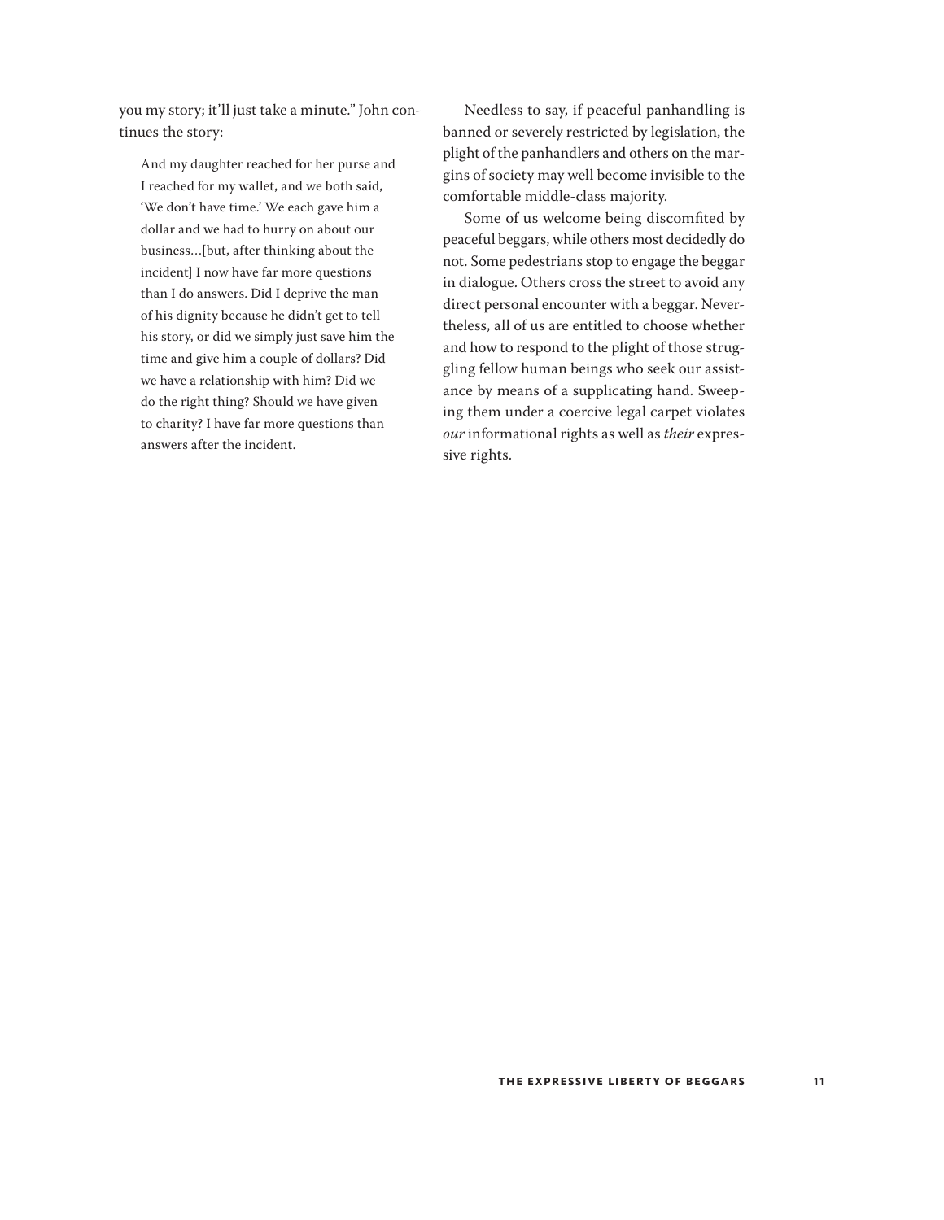you my story; it'll just take a minute." John continues the story:

> And my daughter reached for her purse and I reached for my wallet, and we both said, 'We don't have time.' We each gave him a dollar and we had to hurry on about our business…[but, after thinking about the incident] I now have far more questions than I do answers. Did I deprive the man of his dignity because he didn't get to tell his story, or did we simply just save him the time and give him a couple of dollars? Did we have a relationship with him? Did we do the right thing? Should we have given to charity? I have far more questions than answers after the incident.

Needless to say, if peaceful panhandling is banned or severely restricted by legislation, the plight of the panhandlers and others on the margins of society may well become invisible to the comfortable middle-class majority.

Some of us welcome being discomfited by peaceful beggars, while others most decidedly do not. Some pedestrians stop to engage the beggar in dialogue. Others cross the street to avoid any direct personal encounter with a beggar. Nevertheless, all of us are entitled to choose whether and how to respond to the plight of those struggling fellow human beings who seek our assistance by means of a supplicating hand. Sweeping them under a coercive legal carpet violates *our* informational rights as well as *their* expressive rights.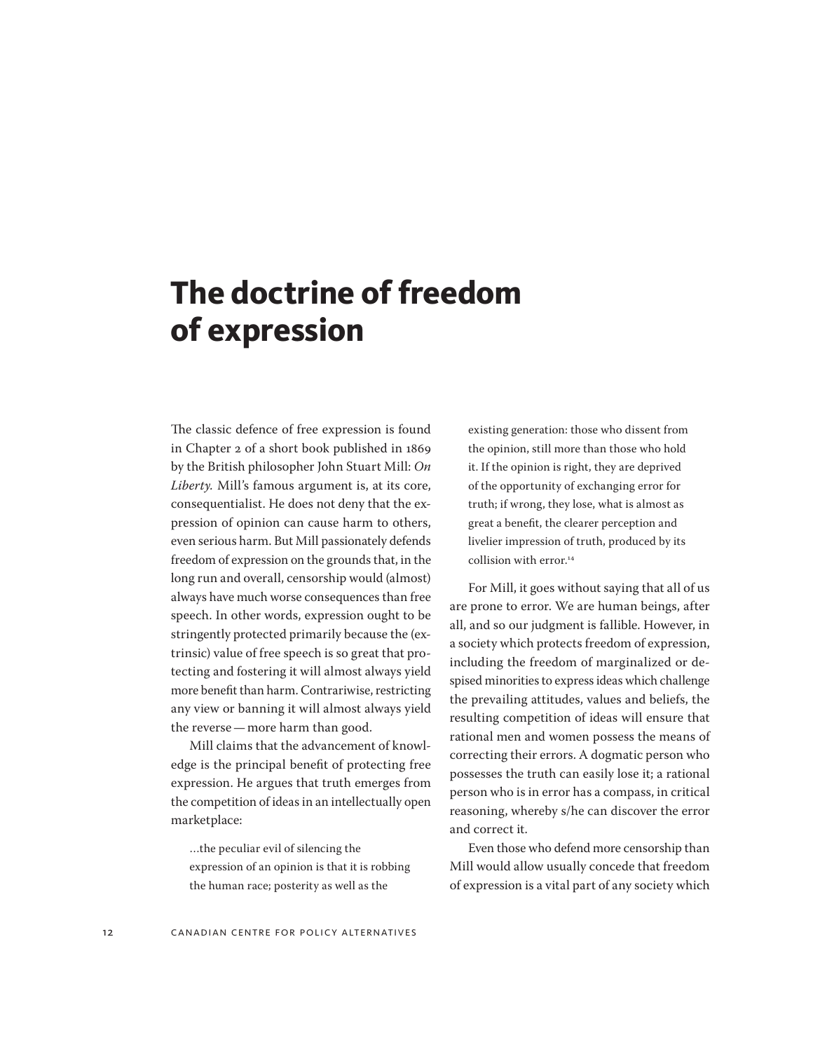# The doctrine of freedom of expression

The classic defence of free expression is found in Chapter 2 of a short book published in 1869 by the British philosopher John Stuart Mill: *On Liberty.* Mill's famous argument is, at its core, consequentialist. He does not deny that the expression of opinion can cause harm to others, even serious harm. But Mill passionately defends freedom of expression on the grounds that, in the long run and overall, censorship would (almost) always have much worse consequences than free speech. In other words, expression ought to be stringently protected primarily because the (extrinsic) value of free speech is so great that protecting and fostering it will almost always yield more benefit than harm. Contrariwise, restricting any view or banning it will almost always yield the reverse — more harm than good.

Mill claims that the advancement of knowledge is the principal benefit of protecting free expression. He argues that truth emerges from the competition of ideas in an intellectually open marketplace:

> …the peculiar evil of silencing the expression of an opinion is that it is robbing the human race; posterity as well as the existing generation: those who dissent from the opinion, still more than those who hold it. If the opinion is right, they are deprived of the opportunity of exchanging error for truth; if wrong, they lose, what is almost as great a benefit, the clearer perception and livelier impression of truth, produced by its collision with error.[14]

For Mill, it goes without saying that all of us are prone to error. We are human beings, after all, and so our judgment is fallible. However, in a society which protects freedom of expression, including the freedom of marginalized or despised minorities to express ideas which challenge the prevailing attitudes, values and beliefs, the resulting competition of ideas will ensure that rational men and women possess the means of correcting their errors. A dogmatic person who possesses the truth can easily lose it; a rational person who is in error has a compass, in critical reasoning, whereby s/he can discover the error and correct it.

Even those who defend more censorship than Mill would allow usually concede that freedom of expression is a vital part of any society which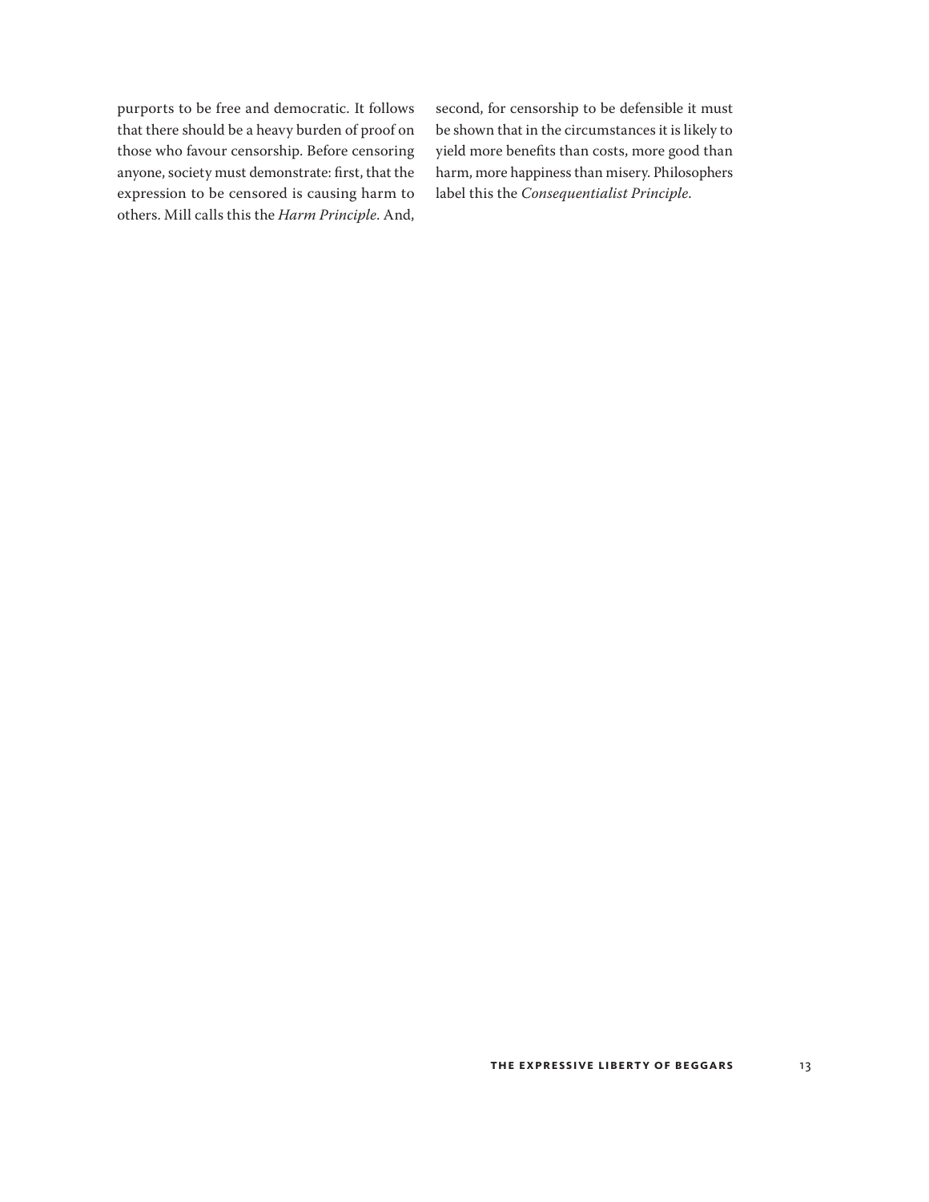purports to be free and democratic. It follows that there should be a heavy burden of proof on those who favour censorship. Before censoring anyone, society must demonstrate: first, that the expression to be censored is causing harm to others. Mill calls this the *Harm Principle*. And, second, for censorship to be defensible it must be shown that in the circumstances it is likely to yield more benefits than costs, more good than harm, more happiness than misery. Philosophers label this the *Consequentialist Principle*.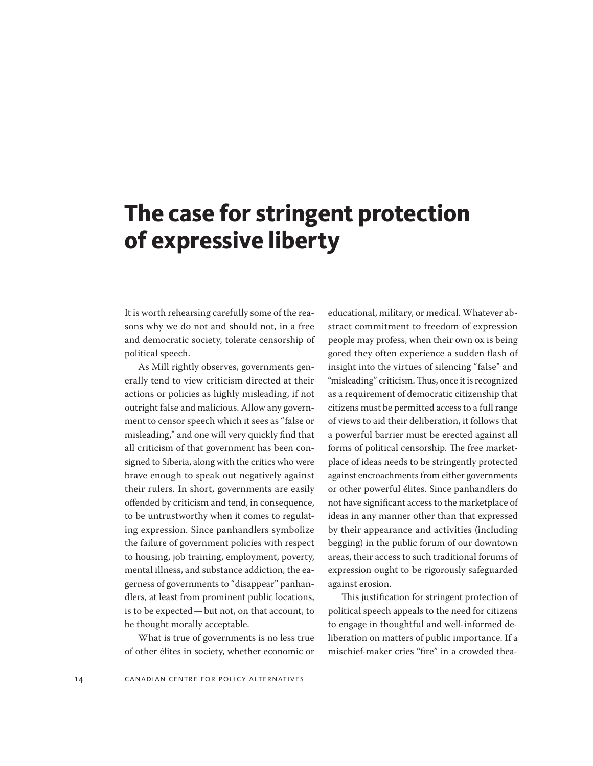# The case for stringent protection of expressive liberty

It is worth rehearsing carefully some of the reasons why we do not and should not, in a free and democratic society, tolerate censorship of political speech.

As Mill rightly observes, governments generally tend to view criticism directed at their actions or policies as highly misleading, if not outright false and malicious. Allow any government to censor speech which it sees as "false or misleading," and one will very quickly find that all criticism of that government has been consigned to Siberia, along with the critics who were brave enough to speak out negatively against their rulers. In short, governments are easily offended by criticism and tend, in consequence, to be untrustworthy when it comes to regulating expression. Since panhandlers symbolize the failure of government policies with respect to housing, job training, employment, poverty, mental illness, and substance addiction, the eagerness of governments to "disappear" panhandlers, at least from prominent public locations, is to be expected — but not, on that account, to be thought morally acceptable.

What is true of governments is no less true of other élites in society, whether economic or educational, military, or medical. Whatever abstract commitment to freedom of expression people may profess, when their own ox is being gored they often experience a sudden flash of insight into the virtues of silencing "false" and "misleading" criticism. Thus, once it is recognized as a requirement of democratic citizenship that citizens must be permitted access to a full range of views to aid their deliberation, it follows that a powerful barrier must be erected against all forms of political censorship. The free marketplace of ideas needs to be stringently protected against encroachments from either governments or other powerful élites. Since panhandlers do not have significant access to the marketplace of ideas in any manner other than that expressed by their appearance and activities (including begging) in the public forum of our downtown areas, their access to such traditional forums of expression ought to be rigorously safeguarded against erosion.

This justification for stringent protection of political speech appeals to the need for citizens to engage in thoughtful and well-informed deliberation on matters of public importance. If a mischief-maker cries "fire" in a crowded thea-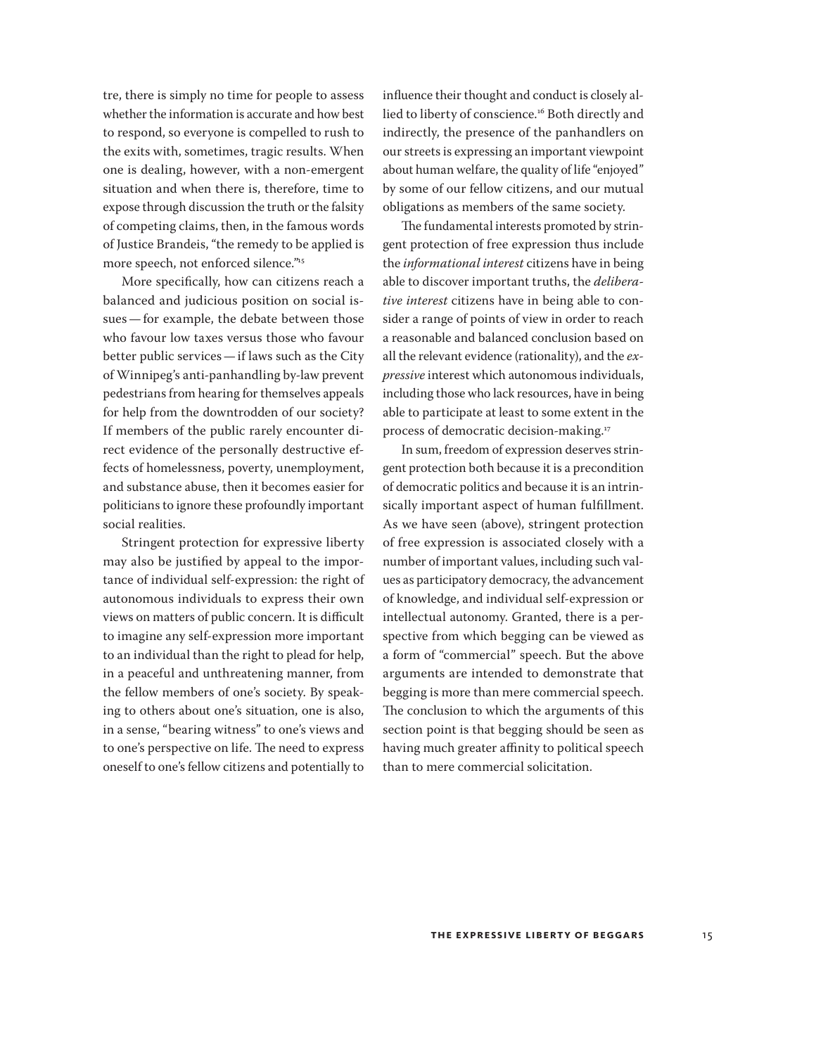tre, there is simply no time for people to assess whether the information is accurate and how best to respond, so everyone is compelled to rush to the exits with, sometimes, tragic results. When one is dealing, however, with a non-emergent situation and when there is, therefore, time to expose through discussion the truth or the falsity of competing claims, then, in the famous words of Justice Brandeis, "the remedy to be applied is more speech, not enforced silence."[15]

More specifically, how can citizens reach a balanced and judicious position on social issues — for example, the debate between those who favour low taxes versus those who favour better public services — if laws such as the City of Winnipeg's anti-panhandling by-law prevent pedestrians from hearing for themselves appeals for help from the downtrodden of our society? If members of the public rarely encounter direct evidence of the personally destructive effects of homelessness, poverty, unemployment, and substance abuse, then it becomes easier for politicians to ignore these profoundly important social realities.

Stringent protection for expressive liberty may also be justified by appeal to the importance of individual self-expression: the right of autonomous individuals to express their own views on matters of public concern. It is difficult to imagine any self-expression more important to an individual than the right to plead for help, in a peaceful and unthreatening manner, from the fellow members of one's society. By speaking to others about one's situation, one is also, in a sense, "bearing witness" to one's views and to one's perspective on life. The need to express oneself to one's fellow citizens and potentially to influence their thought and conduct is closely allied to liberty of conscience.[16] Both directly and indirectly, the presence of the panhandlers on our streets is expressing an important viewpoint about human welfare, the quality of life "enjoyed" by some of our fellow citizens, and our mutual obligations as members of the same society.

The fundamental interests promoted by stringent protection of free expression thus include the *informational interest* citizens have in being able to discover important truths, the *deliberative interest* citizens have in being able to consider a range of points of view in order to reach a reasonable and balanced conclusion based on all the relevant evidence (rationality), and the *expressive* interest which autonomous individuals, including those who lack resources, have in being able to participate at least to some extent in the process of democratic decision-making.[17]

In sum, freedom of expression deserves stringent protection both because it is a precondition of democratic politics and because it is an intrinsically important aspect of human fulfillment. As we have seen (above), stringent protection of free expression is associated closely with a number of important values, including such values as participatory democracy, the advancement of knowledge, and individual self-expression or intellectual autonomy. Granted, there is a perspective from which begging can be viewed as a form of "commercial" speech. But the above arguments are intended to demonstrate that begging is more than mere commercial speech. The conclusion to which the arguments of this section point is that begging should be seen as having much greater affinity to political speech than to mere commercial solicitation.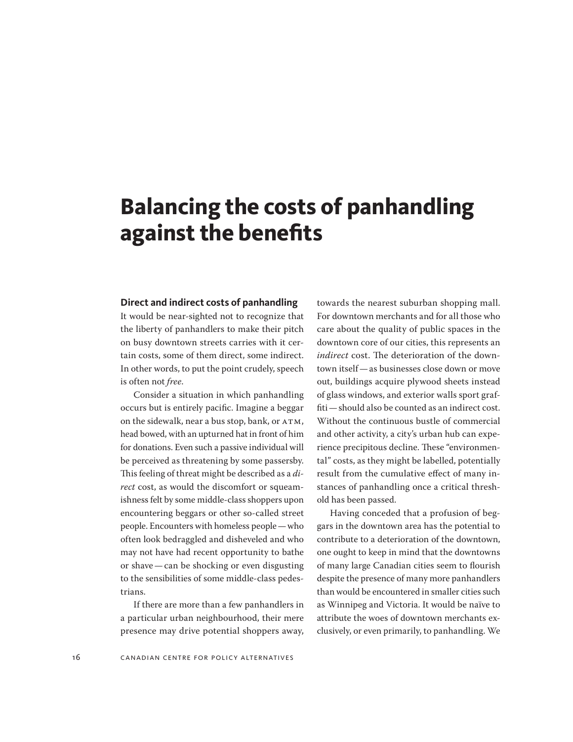# Balancing the costs of panhandling against the benefits

### Direct and indirect costs of panhandling

It would be near-sighted not to recognize that the liberty of panhandlers to make their pitch on busy downtown streets carries with it certain costs, some of them direct, some indirect. In other words, to put the point crudely, speech is often not *free*.

Consider a situation in which panhandling occurs but is entirely pacific. Imagine a beggar on the sidewalk, near a bus stop, bank, or ATM, head bowed, with an upturned hat in front of him for donations. Even such a passive individual will be perceived as threatening by some passersby. This feeling of threat might be described as a *direct* cost, as would the discomfort or squeamishness felt by some middle-class shoppers upon encountering beggars or other so-called street people. Encounters with homeless people — who often look bedraggled and disheveled and who may not have had recent opportunity to bathe or shave — can be shocking or even disgusting to the sensibilities of some middle-class pedestrians.

If there are more than a few panhandlers in a particular urban neighbourhood, their mere presence may drive potential shoppers away, towards the nearest suburban shopping mall. For downtown merchants and for all those who care about the quality of public spaces in the downtown core of our cities, this represents an *indirect* cost. The deterioration of the downtown itself — as businesses close down or move out, buildings acquire plywood sheets instead of glass windows, and exterior walls sport graffiti — should also be counted as an indirect cost. Without the continuous bustle of commercial and other activity, a city's urban hub can experience precipitous decline. These "environmental" costs, as they might be labelled, potentially result from the cumulative effect of many instances of panhandling once a critical threshold has been passed.

Having conceded that a profusion of beggars in the downtown area has the potential to contribute to a deterioration of the downtown, one ought to keep in mind that the downtowns of many large Canadian cities seem to flourish despite the presence of many more panhandlers than would be encountered in smaller cities such as Winnipeg and Victoria. It would be naïve to attribute the woes of downtown merchants exclusively, or even primarily, to panhandling. We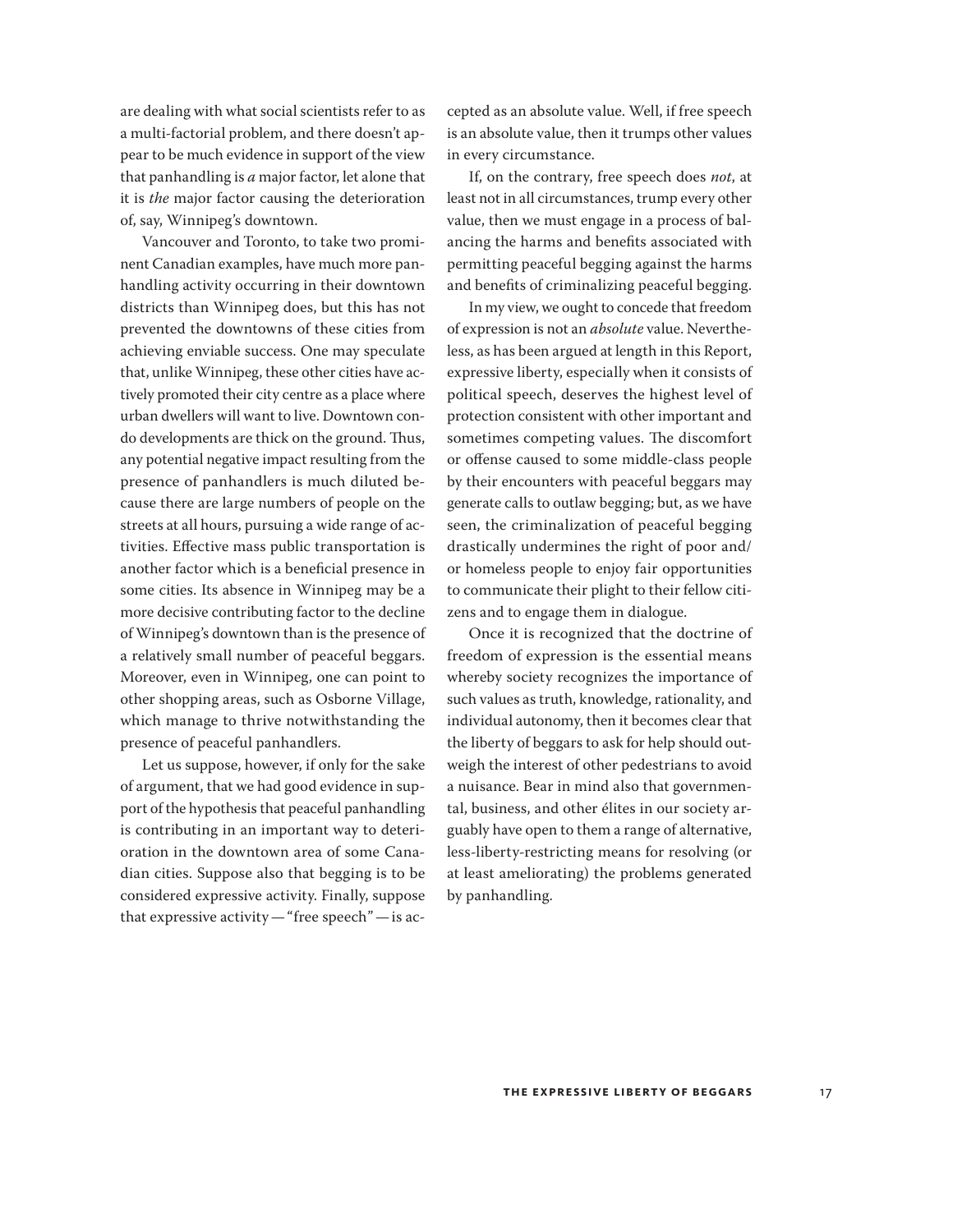are dealing with what social scientists refer to as a multi-factorial problem, and there doesn't appear to be much evidence in support of the view that panhandling is *a* major factor, let alone that it is *the* major factor causing the deterioration of, say, Winnipeg's downtown.

Vancouver and Toronto, to take two prominent Canadian examples, have much more panhandling activity occurring in their downtown districts than Winnipeg does, but this has not prevented the downtowns of these cities from achieving enviable success. One may speculate that, unlike Winnipeg, these other cities have actively promoted their city centre as a place where urban dwellers will want to live. Downtown condo developments are thick on the ground. Thus, any potential negative impact resulting from the presence of panhandlers is much diluted because there are large numbers of people on the streets at all hours, pursuing a wide range of activities. Effective mass public transportation is another factor which is a beneficial presence in some cities. Its absence in Winnipeg may be a more decisive contributing factor to the decline of Winnipeg's downtown than is the presence of a relatively small number of peaceful beggars. Moreover, even in Winnipeg, one can point to other shopping areas, such as Osborne Village, which manage to thrive notwithstanding the presence of peaceful panhandlers.

Let us suppose, however, if only for the sake of argument, that we had good evidence in support of the hypothesis that peaceful panhandling is contributing in an important way to deterioration in the downtown area of some Canadian cities. Suppose also that begging is to be considered expressive activity. Finally, suppose that expressive activity — "free speech" — is accepted as an absolute value. Well, if free speech is an absolute value, then it trumps other values in every circumstance.

If, on the contrary, free speech does *not*, at least not in all circumstances, trump every other value, then we must engage in a process of balancing the harms and benefits associated with permitting peaceful begging against the harms and benefits of criminalizing peaceful begging.

In my view, we ought to concede that freedom of expression is not an *absolute* value. Nevertheless, as has been argued at length in this Report, expressive liberty, especially when it consists of political speech, deserves the highest level of protection consistent with other important and sometimes competing values. The discomfort or offense caused to some middle-class people by their encounters with peaceful beggars may generate calls to outlaw begging; but, as we have seen, the criminalization of peaceful begging drastically undermines the right of poor and/or homeless people to enjoy fair opportunities to communicate their plight to their fellow citizens and to engage them in dialogue.

Once it is recognized that the doctrine of freedom of expression is the essential means whereby society recognizes the importance of such values as truth, knowledge, rationality, and individual autonomy, then it becomes clear that the liberty of beggars to ask for help should outweigh the interest of other pedestrians to avoid a nuisance. Bear in mind also that governmental, business, and other élites in our society arguably have open to them a range of alternative, less-liberty-restricting means for resolving (or at least ameliorating) the problems generated by panhandling.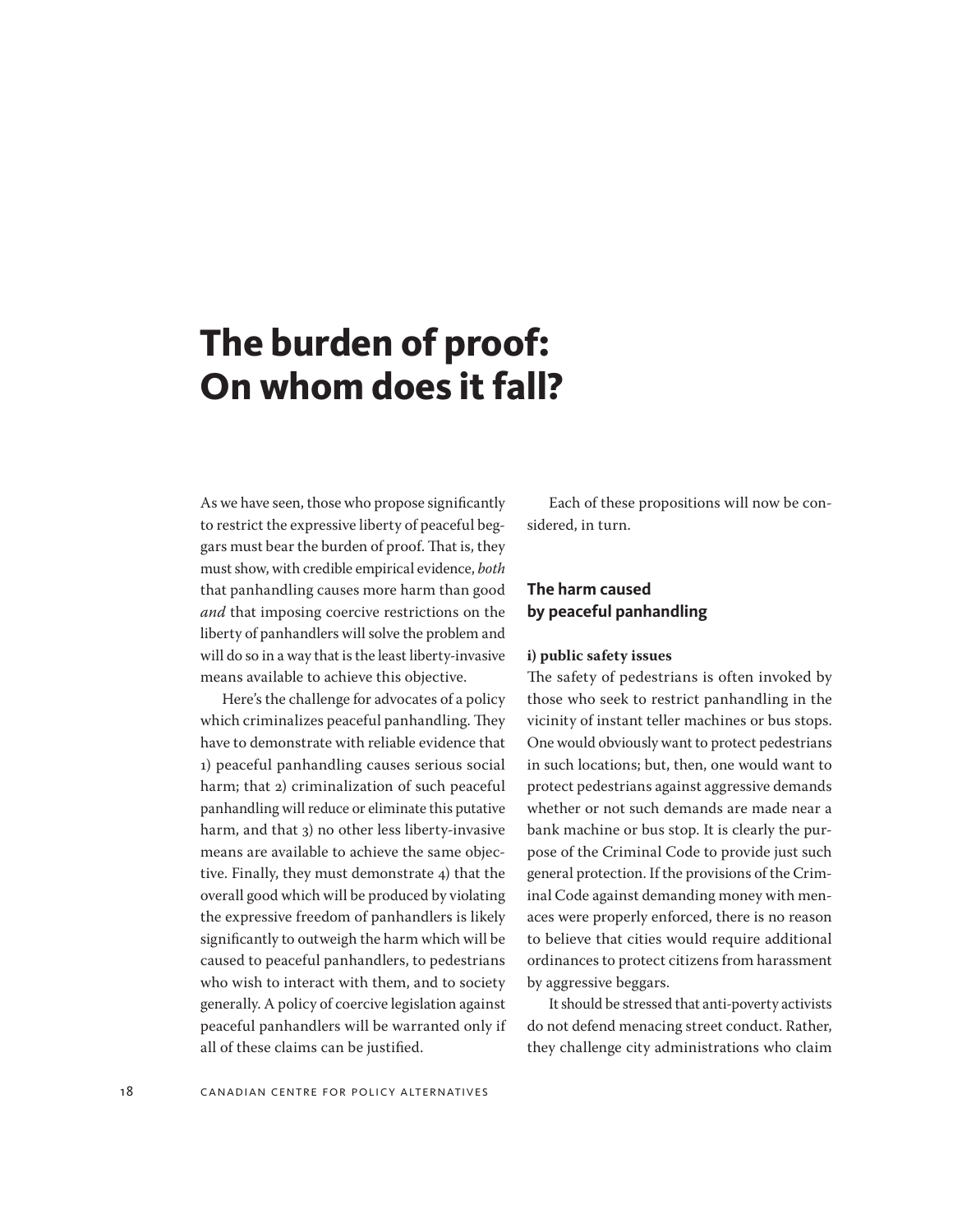# The burden of proof: On whom does it fall?

As we have seen, those who propose significantly to restrict the expressive liberty of peaceful beggars must bear the burden of proof. That is, they must show, with credible empirical evidence, *both* that panhandling causes more harm than good *and* that imposing coercive restrictions on the liberty of panhandlers will solve the problem and will do so in a way that is the least liberty-invasive means available to achieve this objective.

Here's the challenge for advocates of a policy which criminalizes peaceful panhandling. They have to demonstrate with reliable evidence that 1) peaceful panhandling causes serious social harm; that 2) criminalization of such peaceful panhandling will reduce or eliminate this putative harm, and that 3) no other less liberty-invasive means are available to achieve the same objective. Finally, they must demonstrate 4) that the overall good which will be produced by violating the expressive freedom of panhandlers is likely significantly to outweigh the harm which will be caused to peaceful panhandlers, to pedestrians who wish to interact with them, and to society generally. A policy of coercive legislation against peaceful panhandlers will be warranted only if all of these claims can be justified.

Each of these propositions will now be considered, in turn.

## The harm caused by peaceful panhandling

**i) public safety issues**

The safety of pedestrians is often invoked by those who seek to restrict panhandling in the vicinity of instant teller machines or bus stops. One would obviously want to protect pedestrians in such locations; but, then, one would want to protect pedestrians against aggressive demands whether or not such demands are made near a bank machine or bus stop. It is clearly the purpose of the Criminal Code to provide just such general protection. If the provisions of the Criminal Code against demanding money with menaces were properly enforced, there is no reason to believe that cities would require additional ordinances to protect citizens from harassment by aggressive beggars.

It should be stressed that anti-poverty activists do not defend menacing street conduct. Rather, they challenge city administrations who claim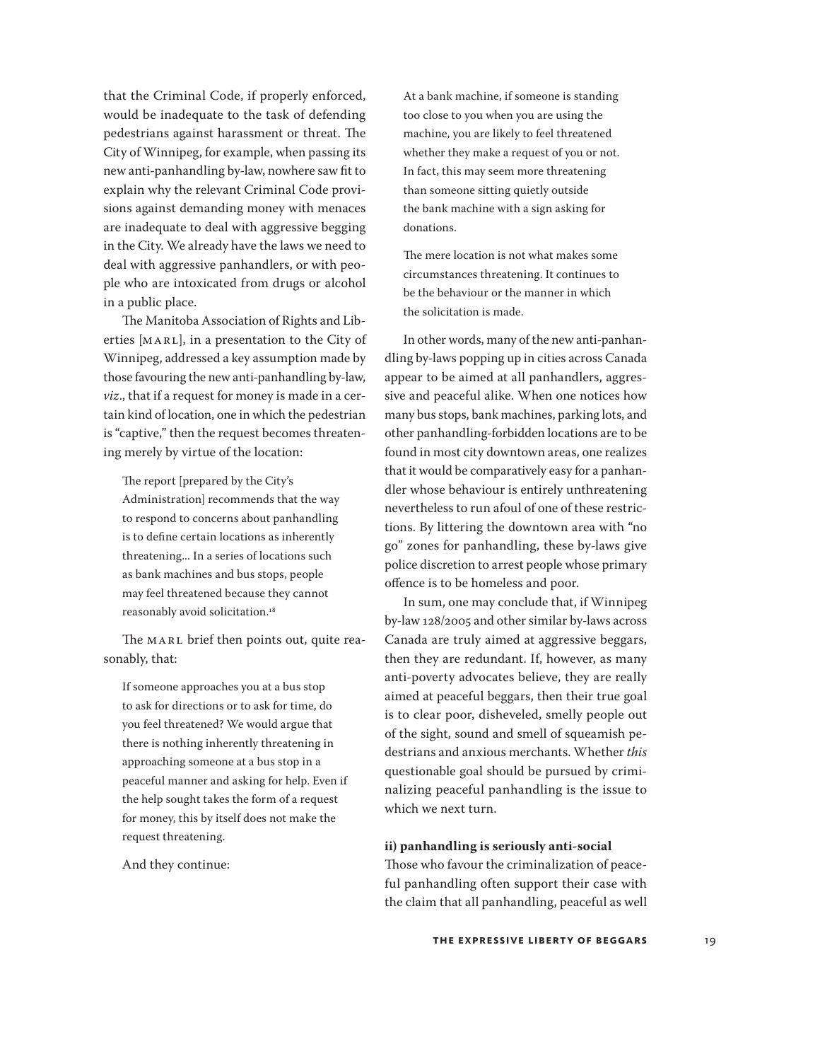that the Criminal Code, if properly enforced, would be inadequate to the task of defending pedestrians against harassment or threat. The City of Winnipeg, for example, when passing its new anti-panhandling by-law, nowhere saw fit to explain why the relevant Criminal Code provisions against demanding money with menaces are inadequate to deal with aggressive begging in the City. We already have the laws we need to deal with aggressive panhandlers, or with people who are intoxicated from drugs or alcohol in a public place.

The Manitoba Association of Rights and Liberties [MARL], in a presentation to the City of Winnipeg, addressed a key assumption made by those favouring the new anti-panhandling by-law, *viz*., that if a request for money is made in a certain kind of location, one in which the pedestrian is "captive," then the request becomes threatening merely by virtue of the location:

> The report [prepared by the City's Administration] recommends that the way to respond to concerns about panhandling is to define certain locations as inherently threatening... In a series of locations such as bank machines and bus stops, people may feel threatened because they cannot reasonably avoid solicitation.[18]

The MARL brief then points out, quite reasonably, that:

> If someone approaches you at a bus stop to ask for directions or to ask for time, do you feel threatened? We would argue that there is nothing inherently threatening in approaching someone at a bus stop in a peaceful manner and asking for help. Even if the help sought takes the form of a request for money, this by itself does not make the request threatening.

And they continue:

> At a bank machine, if someone is standing too close to you when you are using the machine, you are likely to feel threatened whether they make a request of you or not. In fact, this may seem more threatening than someone sitting quietly outside the bank machine with a sign asking for donations.
>
> The mere location is not what makes some circumstances threatening. It continues to be the behaviour or the manner in which the solicitation is made.

In other words, many of the new anti-panhandling by-laws popping up in cities across Canada appear to be aimed at all panhandlers, aggressive and peaceful alike. When one notices how many bus stops, bank machines, parking lots, and other panhandling-forbidden locations are to be found in most city downtown areas, one realizes that it would be comparatively easy for a panhandler whose behaviour is entirely unthreatening nevertheless to run afoul of one of these restrictions. By littering the downtown area with "no go" zones for panhandling, these by-laws give police discretion to arrest people whose primary offence is to be homeless and poor.

In sum, one may conclude that, if Winnipeg by-law 128/2005 and other similar by-laws across Canada are truly aimed at aggressive beggars, then they are redundant. If, however, as many anti-poverty advocates believe, they are really aimed at peaceful beggars, then their true goal is to clear poor, disheveled, smelly people out of the sight, sound and smell of squeamish pedestrians and anxious merchants. Whether *this* questionable goal should be pursued by criminalizing peaceful panhandling is the issue to which we next turn.

**ii) panhandling is seriously anti-social**

Those who favour the criminalization of peaceful panhandling often support their case with the claim that all panhandling, peaceful as well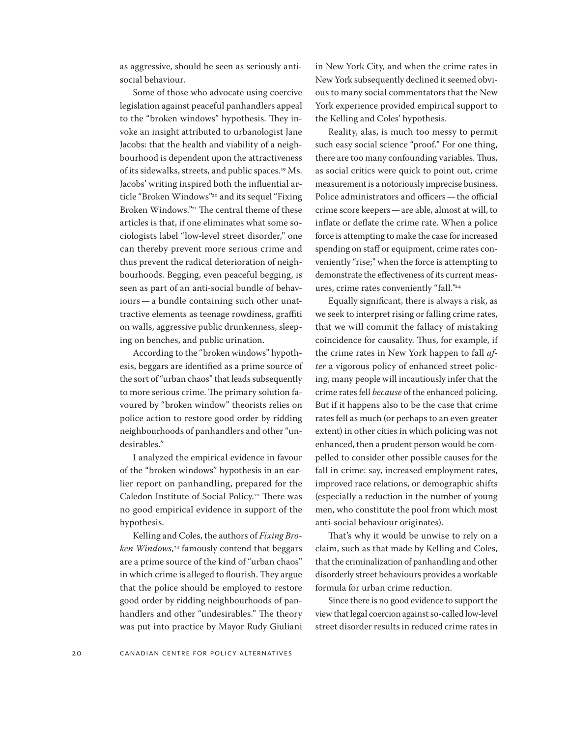as aggressive, should be seen as seriously anti-social behaviour.

Some of those who advocate using coercive legislation against peaceful panhandlers appeal to the "broken windows" hypothesis. They invoke an insight attributed to urbanologist Jane Jacobs: that the health and viability of a neighbourhood is dependent upon the attractiveness of its sidewalks, streets, and public spaces.[19] Ms. Jacobs' writing inspired both the influential article "Broken Windows"[20] and its sequel "Fixing Broken Windows."[21] The central theme of these articles is that, if one eliminates what some sociologists label "low-level street disorder," one can thereby prevent more serious crime and thus prevent the radical deterioration of neighbourhoods. Begging, even peaceful begging, is seen as part of an anti-social bundle of behaviours — a bundle containing such other unattractive elements as teenage rowdiness, graffiti on walls, aggressive public drunkenness, sleeping on benches, and public urination.

According to the "broken windows" hypothesis, beggars are identified as a prime source of the sort of "urban chaos" that leads subsequently to more serious crime. The primary solution favoured by "broken window" theorists relies on police action to restore good order by ridding neighbourhoods of panhandlers and other "undesirables."

I analyzed the empirical evidence in favour of the "broken windows" hypothesis in an earlier report on panhandling, prepared for the Caledon Institute of Social Policy.[22] There was no good empirical evidence in support of the hypothesis.

Kelling and Coles, the authors of *Fixing Broken Windows*,[23] famously contend that beggars are a prime source of the kind of "urban chaos" in which crime is alleged to flourish. They argue that the police should be employed to restore good order by ridding neighbourhoods of panhandlers and other "undesirables." The theory was put into practice by Mayor Rudy Giuliani in New York City, and when the crime rates in New York subsequently declined it seemed obvious to many social commentators that the New York experience provided empirical support to the Kelling and Coles' hypothesis.

Reality, alas, is much too messy to permit such easy social science "proof." For one thing, there are too many confounding variables. Thus, as social critics were quick to point out, crime measurement is a notoriously imprecise business. Police administrators and officers — the official crime score keepers — are able, almost at will, to inflate or deflate the crime rate. When a police force is attempting to make the case for increased spending on staff or equipment, crime rates conveniently "rise;" when the force is attempting to demonstrate the effectiveness of its current measures, crime rates conveniently "fall."[24]

Equally significant, there is always a risk, as we seek to interpret rising or falling crime rates, that we will commit the fallacy of mistaking coincidence for causality. Thus, for example, if the crime rates in New York happen to fall *after* a vigorous policy of enhanced street policing, many people will incautiously infer that the crime rates fell *because* of the enhanced policing. But if it happens also to be the case that crime rates fell as much (or perhaps to an even greater extent) in other cities in which policing was not enhanced, then a prudent person would be compelled to consider other possible causes for the fall in crime: say, increased employment rates, improved race relations, or demographic shifts (especially a reduction in the number of young men, who constitute the pool from which most anti-social behaviour originates).

That's why it would be unwise to rely on a claim, such as that made by Kelling and Coles, that the criminalization of panhandling and other disorderly street behaviours provides a workable formula for urban crime reduction.

Since there is no good evidence to support the view that legal coercion against so-called low-level street disorder results in reduced crime rates in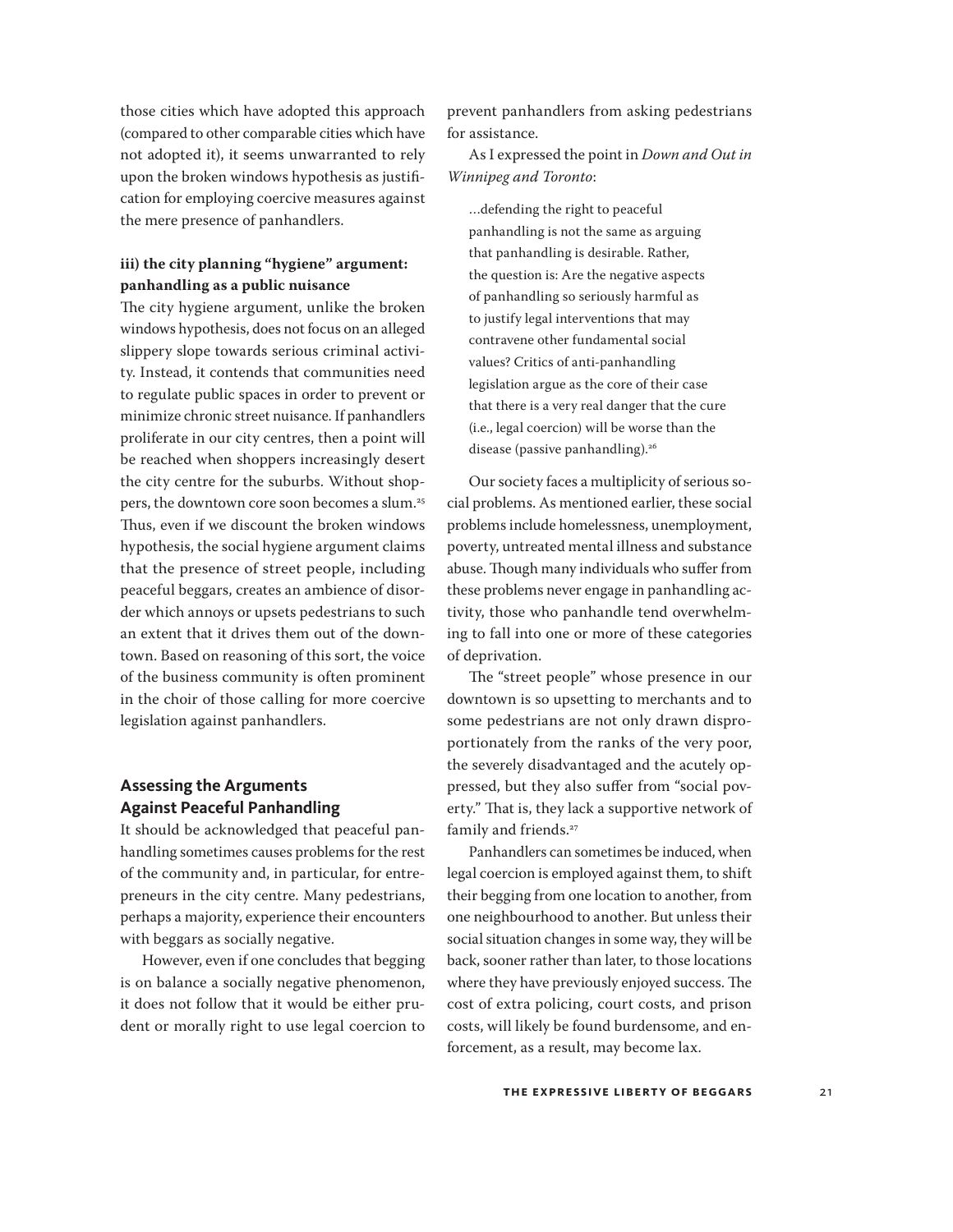those cities which have adopted this approach (compared to other comparable cities which have not adopted it), it seems unwarranted to rely upon the broken windows hypothesis as justification for employing coercive measures against the mere presence of panhandlers.

### iii) the city planning "hygiene" argument: panhandling as a public nuisance

The city hygiene argument, unlike the broken windows hypothesis, does not focus on an alleged slippery slope towards serious criminal activity. Instead, it contends that communities need to regulate public spaces in order to prevent or minimize chronic street nuisance. If panhandlers proliferate in our city centres, then a point will be reached when shoppers increasingly desert the city centre for the suburbs. Without shoppers, the downtown core soon becomes a slum.[25] Thus, even if we discount the broken windows hypothesis, the social hygiene argument claims that the presence of street people, including peaceful beggars, creates an ambience of disorder which annoys or upsets pedestrians to such an extent that it drives them out of the downtown. Based on reasoning of this sort, the voice of the business community is often prominent in the choir of those calling for more coercive legislation against panhandlers.

## Assessing the Arguments Against Peaceful Panhandling

It should be acknowledged that peaceful panhandling sometimes causes problems for the rest of the community and, in particular, for entrepreneurs in the city centre. Many pedestrians, perhaps a majority, experience their encounters with beggars as socially negative.

However, even if one concludes that begging is on balance a socially negative phenomenon, it does not follow that it would be either prudent or morally right to use legal coercion to prevent panhandlers from asking pedestrians for assistance.

As I expressed the point in *Down and Out in Winnipeg and Toronto*:

> …defending the right to peaceful panhandling is not the same as arguing that panhandling is desirable. Rather, the question is: Are the negative aspects of panhandling so seriously harmful as to justify legal interventions that may contravene other fundamental social values? Critics of anti-panhandling legislation argue as the core of their case that there is a very real danger that the cure (i.e., legal coercion) will be worse than the disease (passive panhandling).[26]

Our society faces a multiplicity of serious social problems. As mentioned earlier, these social problems include homelessness, unemployment, poverty, untreated mental illness and substance abuse. Though many individuals who suffer from these problems never engage in panhandling activity, those who panhandle tend overwhelming to fall into one or more of these categories of deprivation.

The "street people" whose presence in our downtown is so upsetting to merchants and to some pedestrians are not only drawn disproportionately from the ranks of the very poor, the severely disadvantaged and the acutely oppressed, but they also suffer from "social poverty." That is, they lack a supportive network of family and friends.[27]

Panhandlers can sometimes be induced, when legal coercion is employed against them, to shift their begging from one location to another, from one neighbourhood to another. But unless their social situation changes in some way, they will be back, sooner rather than later, to those locations where they have previously enjoyed success. The cost of extra policing, court costs, and prison costs, will likely be found burdensome, and enforcement, as a result, may become lax.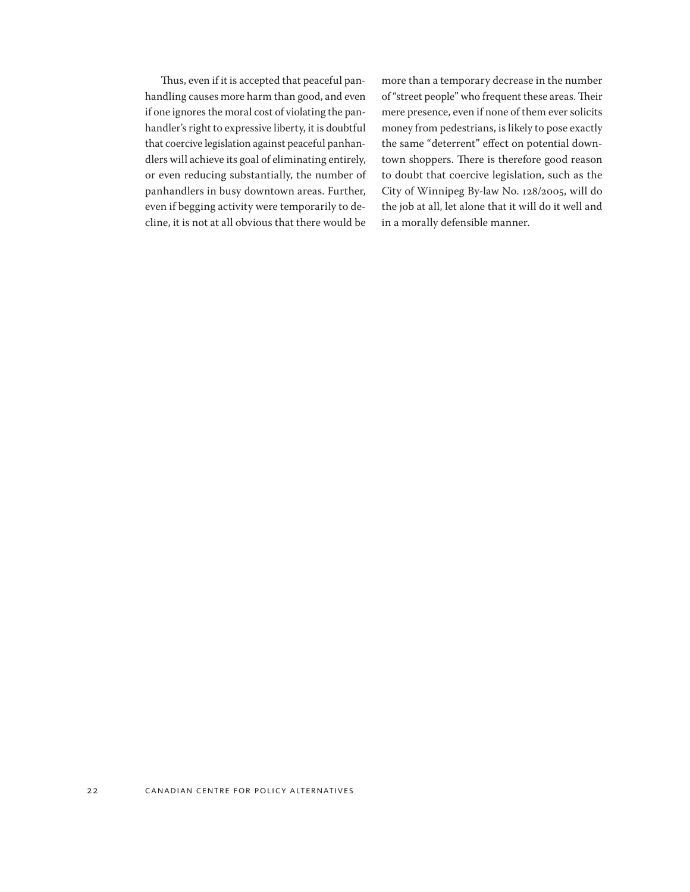Thus, even if it is accepted that peaceful panhandling causes more harm than good, and even if one ignores the moral cost of violating the panhandler's right to expressive liberty, it is doubtful that coercive legislation against peaceful panhandlers will achieve its goal of eliminating entirely, or even reducing substantially, the number of panhandlers in busy downtown areas. Further, even if begging activity were temporarily to decline, it is not at all obvious that there would be more than a temporary decrease in the number of "street people" who frequent these areas. Their mere presence, even if none of them ever solicits money from pedestrians, is likely to pose exactly the same "deterrent" effect on potential downtown shoppers. There is therefore good reason to doubt that coercive legislation, such as the City of Winnipeg By-law No. 128/2005, will do the job at all, let alone that it will do it well and in a morally defensible manner.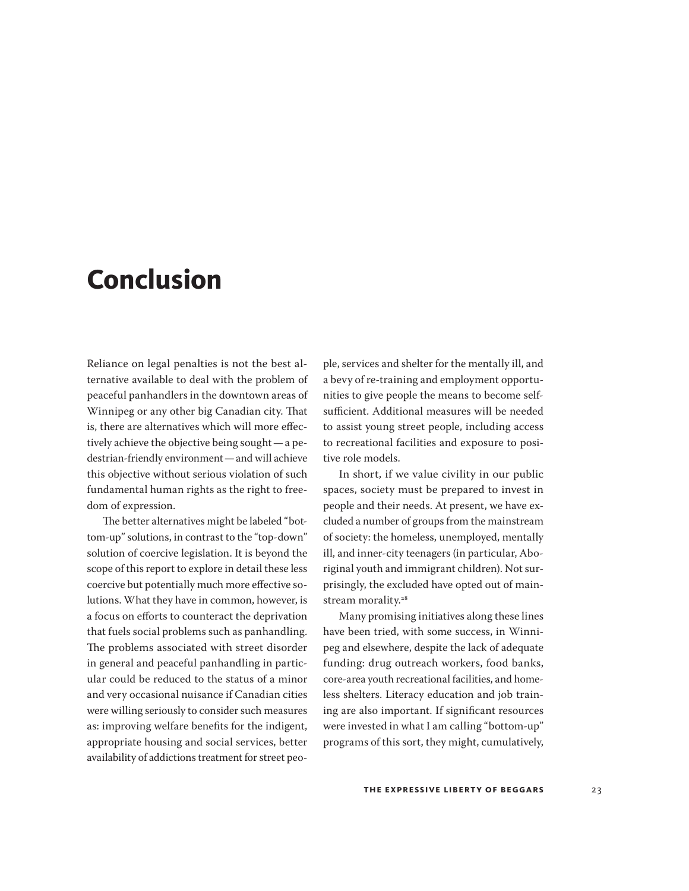# Conclusion

Reliance on legal penalties is not the best alternative available to deal with the problem of peaceful panhandlers in the downtown areas of Winnipeg or any other big Canadian city. That is, there are alternatives which will more effectively achieve the objective being sought — a pedestrian-friendly environment — and will achieve this objective without serious violation of such fundamental human rights as the right to freedom of expression.

The better alternatives might be labeled "bottom-up" solutions, in contrast to the "top-down" solution of coercive legislation. It is beyond the scope of this report to explore in detail these less coercive but potentially much more effective solutions. What they have in common, however, is a focus on efforts to counteract the deprivation that fuels social problems such as panhandling. The problems associated with street disorder in general and peaceful panhandling in particular could be reduced to the status of a minor and very occasional nuisance if Canadian cities were willing seriously to consider such measures as: improving welfare benefits for the indigent, appropriate housing and social services, better availability of addictions treatment for street people, services and shelter for the mentally ill, and a bevy of re-training and employment opportunities to give people the means to become self-sufficient. Additional measures will be needed to assist young street people, including access to recreational facilities and exposure to positive role models.

In short, if we value civility in our public spaces, society must be prepared to invest in people and their needs. At present, we have excluded a number of groups from the mainstream of society: the homeless, unemployed, mentally ill, and inner-city teenagers (in particular, Aboriginal youth and immigrant children). Not surprisingly, the excluded have opted out of mainstream morality.[28]

Many promising initiatives along these lines have been tried, with some success, in Winnipeg and elsewhere, despite the lack of adequate funding: drug outreach workers, food banks, core-area youth recreational facilities, and homeless shelters. Literacy education and job training are also important. If significant resources were invested in what I am calling "bottom-up" programs of this sort, they might, cumulatively,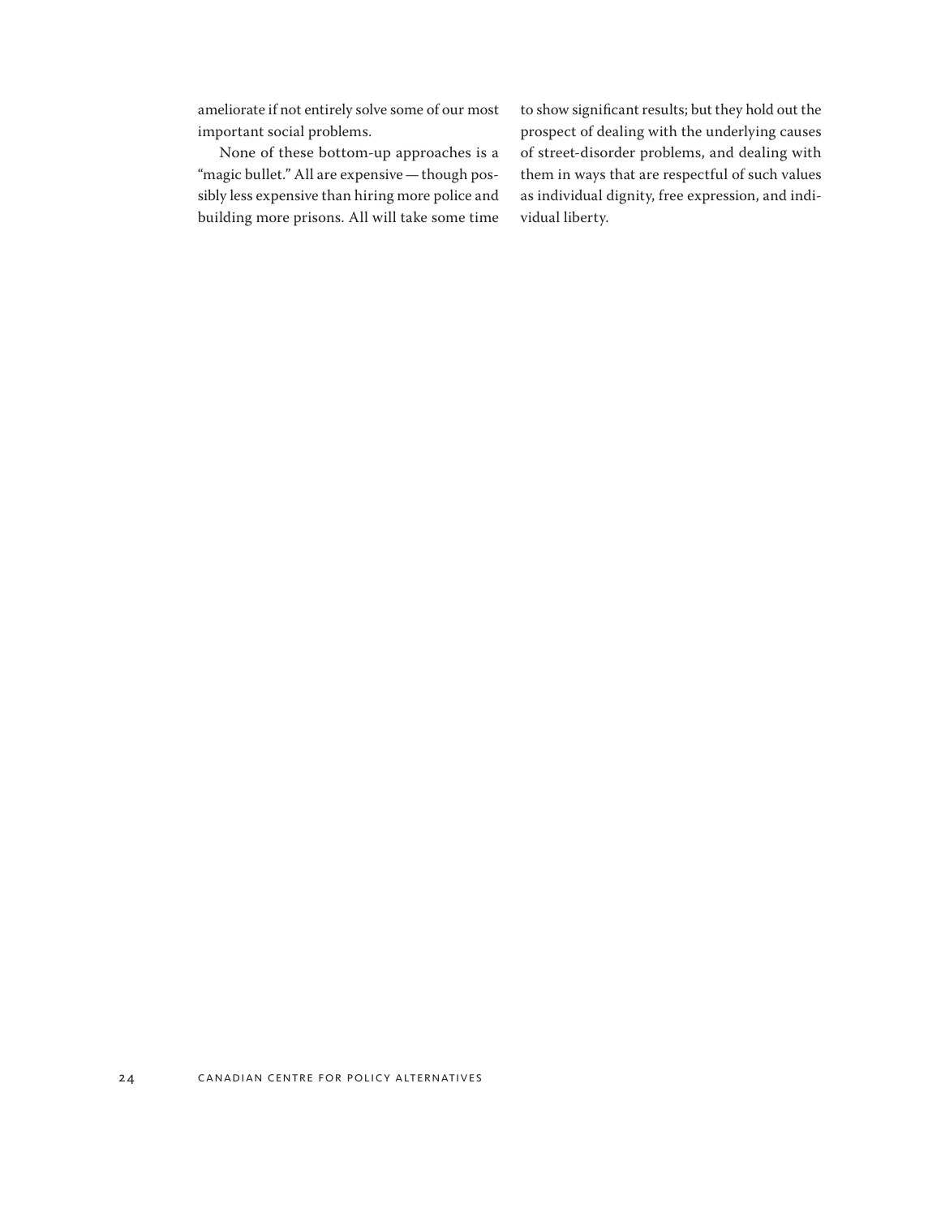ameliorate if not entirely solve some of our most important social problems.

None of these bottom-up approaches is a "magic bullet." All are expensive — though possibly less expensive than hiring more police and building more prisons. All will take some time to show significant results; but they hold out the prospect of dealing with the underlying causes of street-disorder problems, and dealing with them in ways that are respectful of such values as individual dignity, free expression, and individual liberty.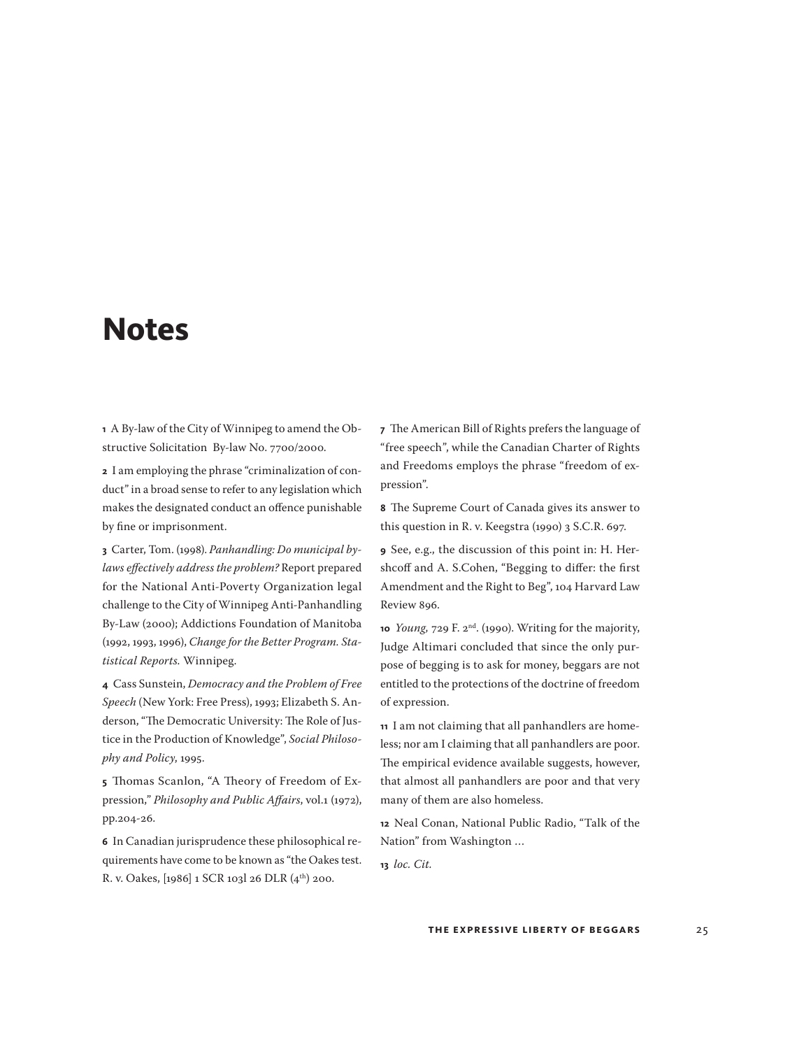# Notes

**1** A By-law of the City of Winnipeg to amend the Obstructive Solicitation By-law No. 7700/2000.

**2** I am employing the phrase "criminalization of conduct" in a broad sense to refer to any legislation which makes the designated conduct an offence punishable by fine or imprisonment.

**3** Carter, Tom. (1998). *Panhandling: Do municipal bylaws effectively address the problem?* Report prepared for the National Anti-Poverty Organization legal challenge to the City of Winnipeg Anti-Panhandling By-Law (2000); Addictions Foundation of Manitoba (1992, 1993, 1996), *Change for the Better Program. Statistical Reports.* Winnipeg.

**4** Cass Sunstein, *Democracy and the Problem of Free Speech* (New York: Free Press), 1993; Elizabeth S. Anderson, "The Democratic University: The Role of Justice in the Production of Knowledge", *Social Philosophy and Policy,* 1995.

**5** Thomas Scanlon, "A Theory of Freedom of Expression," *Philosophy and Public Affairs*, vol.1 (1972), pp.204-26.

**6** In Canadian jurisprudence these philosophical requirements have come to be known as "the Oakes test. R. v. Oakes, [1986] 1 SCR 103l 26 DLR (4th) 200.

**7** The American Bill of Rights prefers the language of "free speech", while the Canadian Charter of Rights and Freedoms employs the phrase "freedom of expression".

**8** The Supreme Court of Canada gives its answer to this question in R. v. Keegstra (1990) 3 S.C.R. 697.

**9** See, e.g., the discussion of this point in: H. Hershcoff and A. S.Cohen, "Begging to differ: the first Amendment and the Right to Beg", 104 Harvard Law Review 896.

**10** *Young*, 729 F. 2nd. (1990). Writing for the majority, Judge Altimari concluded that since the only purpose of begging is to ask for money, beggars are not entitled to the protections of the doctrine of freedom of expression.

**11** I am not claiming that all panhandlers are homeless; nor am I claiming that all panhandlers are poor. The empirical evidence available suggests, however, that almost all panhandlers are poor and that very many of them are also homeless.

**12** Neal Conan, National Public Radio, "Talk of the Nation" from Washington ...

**13** *loc. Cit.*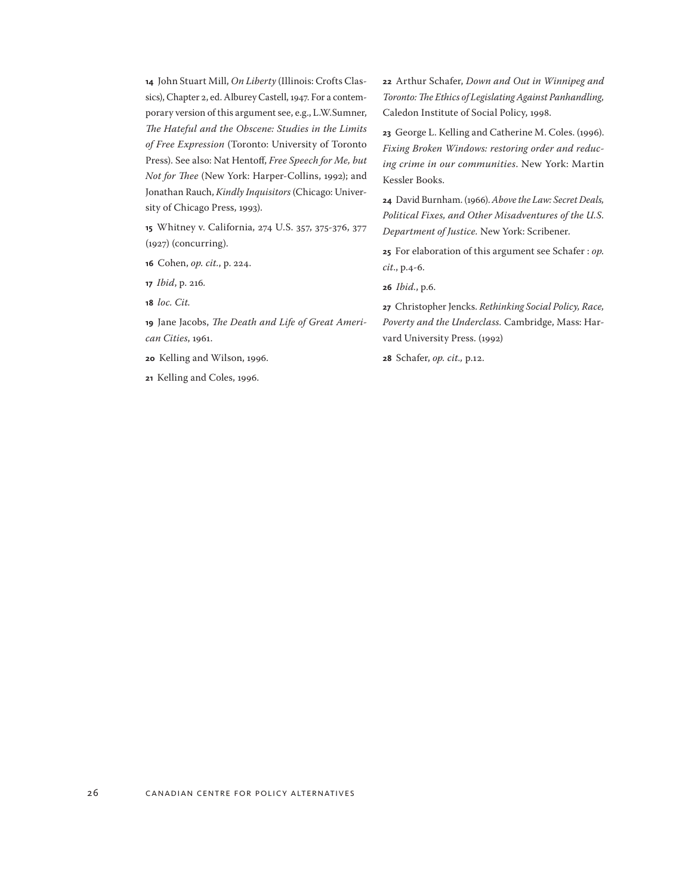**14** John Stuart Mill, *On Liberty* (Illinois: Crofts Classics), Chapter 2, ed. Alburey Castell, 1947. For a contemporary version of this argument see, e.g., L.W.Sumner, *The Hateful and the Obscene: Studies in the Limits of Free Expression* (Toronto: University of Toronto Press). See also: Nat Hentoff, *Free Speech for Me, but Not for Thee* (New York: Harper-Collins, 1992); and Jonathan Rauch, *Kindly Inquisitors* (Chicago: University of Chicago Press, 1993).

**15** Whitney v. California, 274 U.S. 357, 375-376, 377 (1927) (concurring).

**16** Cohen, *op. cit.*, p. 224.

**17** *Ibid*, p. 216.

**18** *loc. Cit.*

**19** Jane Jacobs, *The Death and Life of Great American Cities*, 1961.

**20** Kelling and Wilson, 1996.

**21** Kelling and Coles, 1996.

**22** Arthur Schafer, *Down and Out in Winnipeg and Toronto: The Ethics of Legislating Against Panhandling,* Caledon Institute of Social Policy, 1998.

**23** George L. Kelling and Catherine M. Coles. (1996). *Fixing Broken Windows: restoring order and reducing crime in our communities*. New York: Martin Kessler Books.

**24** David Burnham. (1966). *Above the Law: Secret Deals, Political Fixes, and Other Misadventures of the U.S. Department of Justice.* New York: Scribener.

**25** For elaboration of this argument see Schafer : *op. cit*., p.4-6.

**26** *Ibid.*, p.6.

**27** Christopher Jencks. *Rethinking Social Policy, Race, Poverty and the Underclass.* Cambridge, Mass: Harvard University Press. (1992)

**28** Schafer, *op. cit.,* p.12.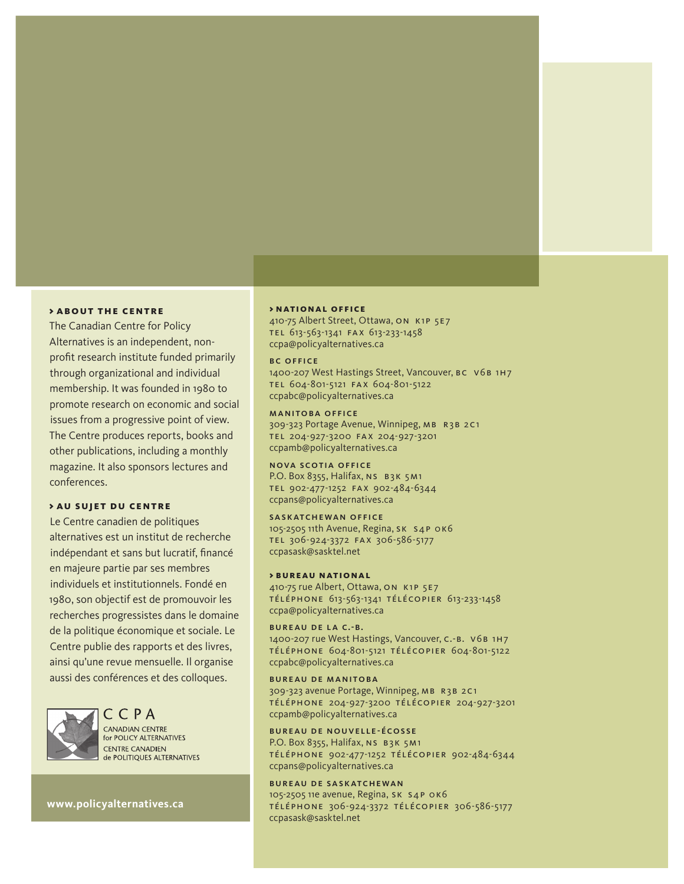### › About the Centre

The Canadian Centre for Policy Alternatives is an independent, non-profit research institute funded primarily through organizational and individual membership. It was founded in 1980 to promote research on economic and social issues from a progressive point of view. The Centre produces reports, books and other publications, including a monthly magazine. It also sponsors lectures and conferences.

### › Au sujet du centre

Le Centre canadien de politiques alternatives est un institut de recherche indépendant et sans but lucratif, financé en majeure partie par ses membres individuels et institutionnels. Fondé en 1980, son objectif est de promouvoir les recherches progressistes dans le domaine de la politique économique et sociale. Le Centre publie des rapports et des livres, ainsi qu'une revue mensuelle. Il organise aussi des conférences et des colloques.

CCPA
CANADIAN CENTRE for POLICY ALTERNATIVES
CENTRE CANADIEN de POLITIQUES ALTERNATIVES

**www.policyalternatives.ca**

### › National Office

410-75 Albert Street, Ottawa, ON K1P 5E7
TEL 613-563-1341 FAX 613-233-1458
ccpa@policyalternatives.ca

**BC Office**
1400-207 West Hastings Street, Vancouver, BC V6B 1H7
TEL 604-801-5121 FAX 604-801-5122
ccpabc@policyalternatives.ca

**Manitoba Office**
309-323 Portage Avenue, Winnipeg, MB R3B 2C1
TEL 204-927-3200 FAX 204-927-3201
ccpamb@policyalternatives.ca

**Nova Scotia Office**
P.O. Box 8355, Halifax, NS B3K 5M1
TEL 902-477-1252 FAX 902-484-6344
ccpans@policyalternatives.ca

**Saskatchewan Office**
105-2505 11th Avenue, Regina, SK S4P 0K6
TEL 306-924-3372 FAX 306-586-5177
ccpasask@sasktel.net

### › Bureau national

410-75 rue Albert, Ottawa, ON K1P 5E7
TÉLÉPHONE 613-563-1341 TÉLÉCOPIER 613-233-1458
ccpa@policyalternatives.ca

**Bureau de la C.-B.**
1400-207 rue West Hastings, Vancouver, C.-B. V6B 1H7
TÉLÉPHONE 604-801-5121 TÉLÉCOPIER 604-801-5122
ccpabc@policyalternatives.ca

**Bureau de Manitoba**
309-323 avenue Portage, Winnipeg, MB R3B 2C1
TÉLÉPHONE 204-927-3200 TÉLÉCOPIER 204-927-3201
ccpamb@policyalternatives.ca

**Bureau de Nouvelle-Écosse**
P.O. Box 8355, Halifax, NS B3K 5M1
TÉLÉPHONE 902-477-1252 TÉLÉCOPIER 902-484-6344
ccpans@policyalternatives.ca

**Bureau de Saskatchewan**
105-2505 11e avenue, Regina, SK S4P 0K6
TÉLÉPHONE 306-924-3372 TÉLÉCOPIER 306-586-5177
ccpasask@sasktel.net